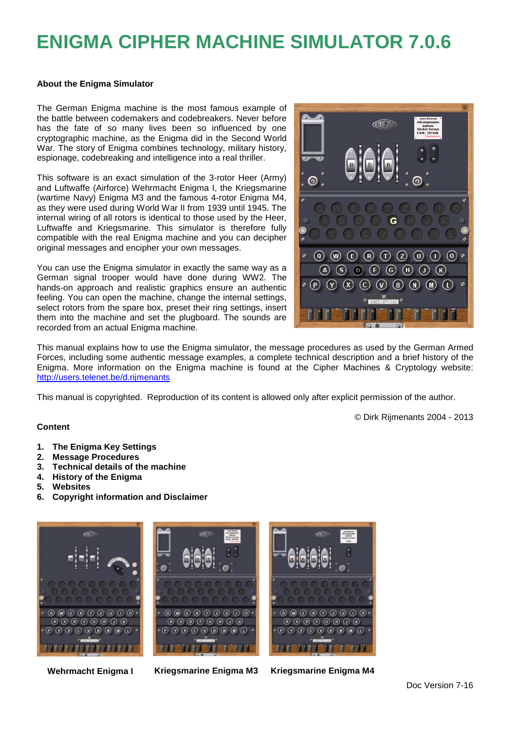# ENIGMA CIPHER MACHINE SIMULATOR 7.0.6

**About the Enigma Simulator**

The German Enigma machine is the most famous example of the battle between codemakers and codebreakers. Never before has the fate of so many lives been so influenced by one cryptographic machine, as the Enigma did in the Second World War. The story of Enigma combines technology, military history, espionage, codebreaking and intelligence into a real thriller.

This software is an exact simulation of the 3-rotor Heer (Army) and Luftwaffe (Airforce) Wehrmacht Enigma I, the Kriegsmarine (wartime Navy) Enigma M3 and the famous 4-rotor Enigma M4, as they were used during World War II from 1939 until 1945. The internal wiring of all rotors is identical to those used by the Heer, Luftwaffe and Kriegsmarine. This simulator is therefore fully compatible with the real Enigma machine and you can decipher original messages and encipher your own messages.

You can use the Enigma simulator in exactly the same way as a German signal trooper would have done during WW2. The hands-on approach and realistic graphics ensure an authentic feeling. You can open the machine, change the internal settings, select rotors from the spare box, preset their ring settings, insert them into the machine and set the plugboard. The sounds are recorded from an actual Enigma machine.

This manual explains how to use the Enigma simulator, the message procedures as used by the German Armed Forces, including some authentic message examples, a complete technical description and a brief history of the Enigma. More information on the Enigma machine is found at the Cipher Machines & Cryptology website: http://users.telenet.be/d.rijmenants

This manual is copyrighted. Reproduction of its content is allowed only after explicit permission of the author.

© Dirk Rijmenants 2004 - 2013

**Content**

1. **The Enigma Key Settings**
2. **Message Procedures**
3. **Technical details of the machine**
4. **History of the Enigma**
5. **Websites**
6. **Copyright information and Disclaimer**

**Wehrmacht Enigma I** **Kriegsmarine Enigma M3** **Kriegsmarine Enigma M4**

Doc Version 7-16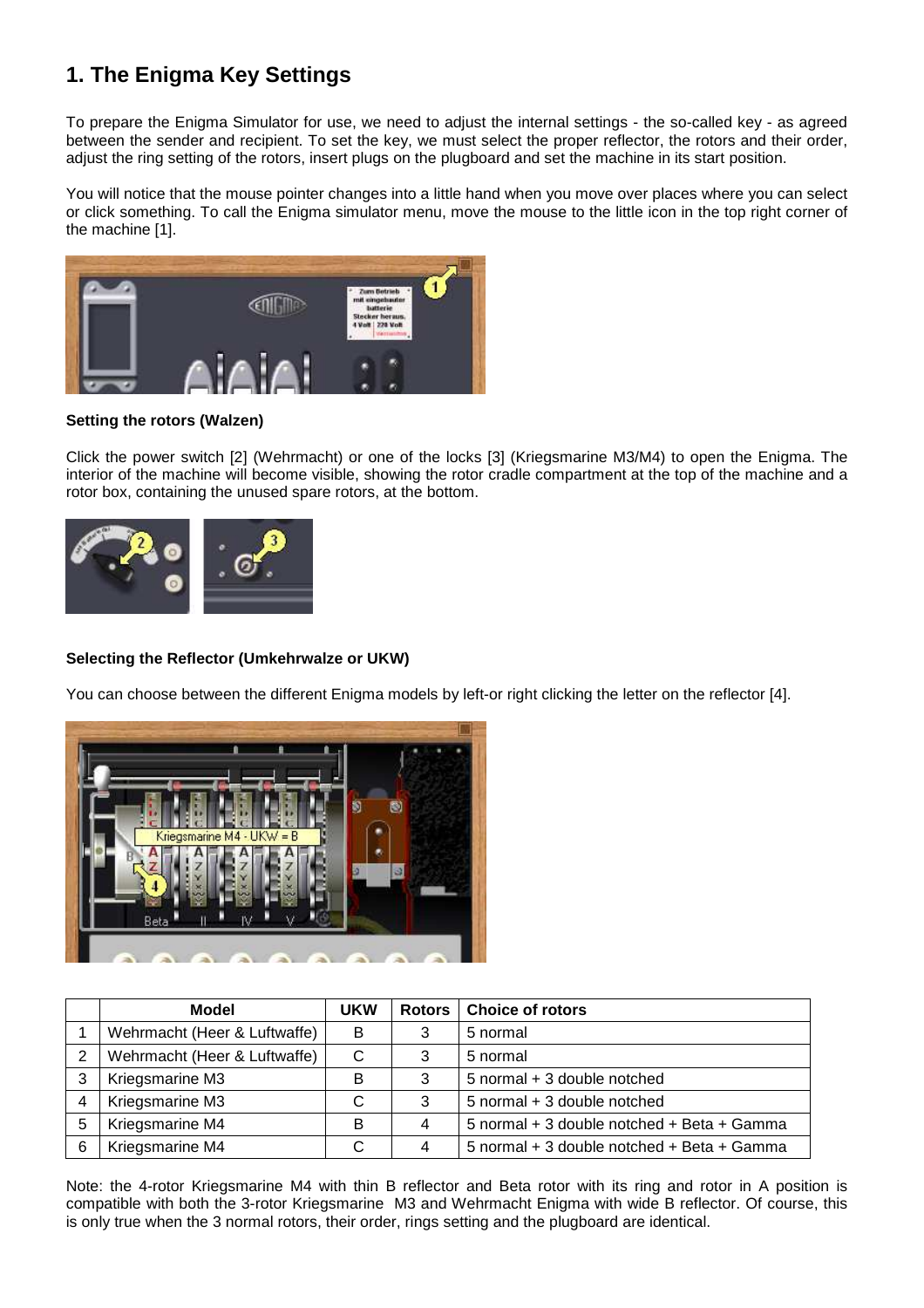# 1. The Enigma Key Settings

To prepare the Enigma Simulator for use, we need to adjust the internal settings - the so-called key - as agreed between the sender and recipient. To set the key, we must select the proper reflector, the rotors and their order, adjust the ring setting of the rotors, insert plugs on the plugboard and set the machine in its start position.

You will notice that the mouse pointer changes into a little hand when you move over places where you can select or click something. To call the Enigma simulator menu, move the mouse to the little icon in the top right corner of the machine [1].

**Setting the rotors (Walzen)**

Click the power switch [2] (Wehrmacht) or one of the locks [3] (Kriegsmarine M3/M4) to open the Enigma. The interior of the machine will become visible, showing the rotor cradle compartment at the top of the machine and a rotor box, containing the unused spare rotors, at the bottom.

**Selecting the Reflector (Umkehrwalze or UKW)**

You can choose between the different Enigma models by left-or right clicking the letter on the reflector [4].

| | Model | UKW | Rotors | Choice of rotors |
|---|---|---|---|---|
| 1 | Wehrmacht (Heer & Luftwaffe) | B | 3 | 5 normal |
| 2 | Wehrmacht (Heer & Luftwaffe) | C | 3 | 5 normal |
| 3 | Kriegsmarine M3 | B | 3 | 5 normal + 3 double notched |
| 4 | Kriegsmarine M3 | C | 3 | 5 normal + 3 double notched |
| 5 | Kriegsmarine M4 | B | 4 | 5 normal + 3 double notched + Beta + Gamma |
| 6 | Kriegsmarine M4 | C | 4 | 5 normal + 3 double notched + Beta + Gamma |

Note: the 4-rotor Kriegsmarine M4 with thin B reflector and Beta rotor with its ring and rotor in A position is compatible with both the 3-rotor Kriegsmarine M3 and Wehrmacht Enigma with wide B reflector. Of course, this is only true when the 3 normal rotors, their order, rings setting and the plugboard are identical.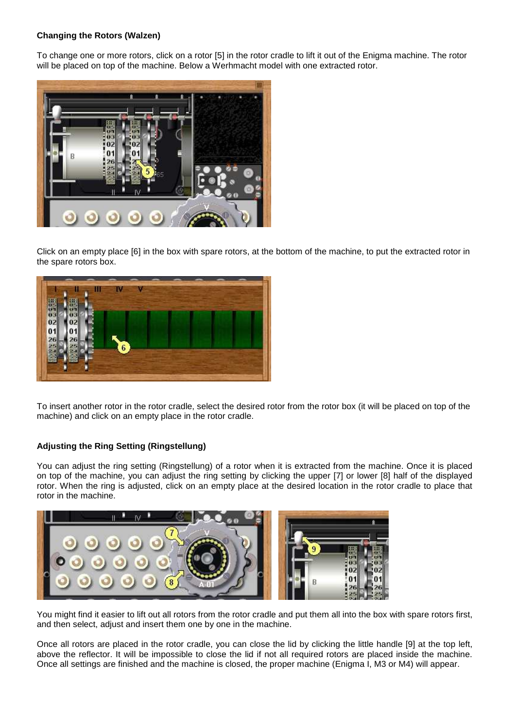**Changing the Rotors (Walzen)**

To change one or more rotors, click on a rotor [5] in the rotor cradle to lift it out of the Enigma machine. The rotor will be placed on top of the machine. Below a Werhmacht model with one extracted rotor.

Click on an empty place [6] in the box with spare rotors, at the bottom of the machine, to put the extracted rotor in the spare rotors box.

To insert another rotor in the rotor cradle, select the desired rotor from the rotor box (it will be placed on top of the machine) and click on an empty place in the rotor cradle.

**Adjusting the Ring Setting (Ringstellung)**

You can adjust the ring setting (Ringstellung) of a rotor when it is extracted from the machine. Once it is placed on top of the machine, you can adjust the ring setting by clicking the upper [7] or lower [8] half of the displayed rotor. When the ring is adjusted, click on an empty place at the desired location in the rotor cradle to place that rotor in the machine.

You might find it easier to lift out all rotors from the rotor cradle and put them all into the box with spare rotors first, and then select, adjust and insert them one by one in the machine.

Once all rotors are placed in the rotor cradle, you can close the lid by clicking the little handle [9] at the top left, above the reflector. It will be impossible to close the lid if not all required rotors are placed inside the machine. Once all settings are finished and the machine is closed, the proper machine (Enigma I, M3 or M4) will appear.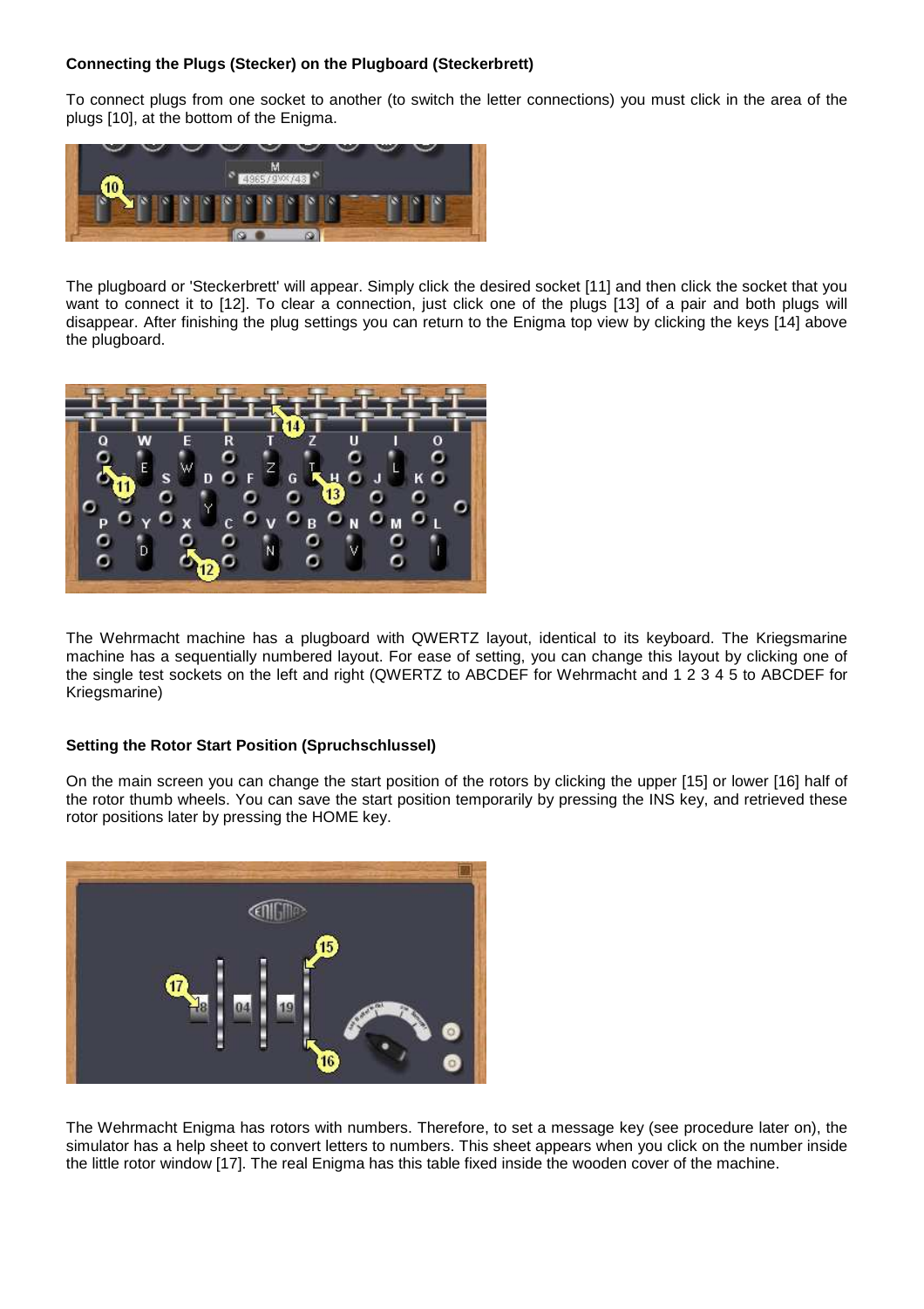**Connecting the Plugs (Stecker) on the Plugboard (Steckerbrett)**

To connect plugs from one socket to another (to switch the letter connections) you must click in the area of the plugs [10], at the bottom of the Enigma.

The plugboard or 'Steckerbrett' will appear. Simply click the desired socket [11] and then click the socket that you want to connect it to [12]. To clear a connection, just click one of the plugs [13] of a pair and both plugs will disappear. After finishing the plug settings you can return to the Enigma top view by clicking the keys [14] above the plugboard.

The Wehrmacht machine has a plugboard with QWERTZ layout, identical to its keyboard. The Kriegsmarine machine has a sequentially numbered layout. For ease of setting, you can change this layout by clicking one of the single test sockets on the left and right (QWERTZ to ABCDEF for Wehrmacht and 1 2 3 4 5 to ABCDEF for Kriegsmarine)

**Setting the Rotor Start Position (Spruchschlussel)**

On the main screen you can change the start position of the rotors by clicking the upper [15] or lower [16] half of the rotor thumb wheels. You can save the start position temporarily by pressing the INS key, and retrieved these rotor positions later by pressing the HOME key.

The Wehrmacht Enigma has rotors with numbers. Therefore, to set a message key (see procedure later on), the simulator has a help sheet to convert letters to numbers. This sheet appears when you click on the number inside the little rotor window [17]. The real Enigma has this table fixed inside the wooden cover of the machine.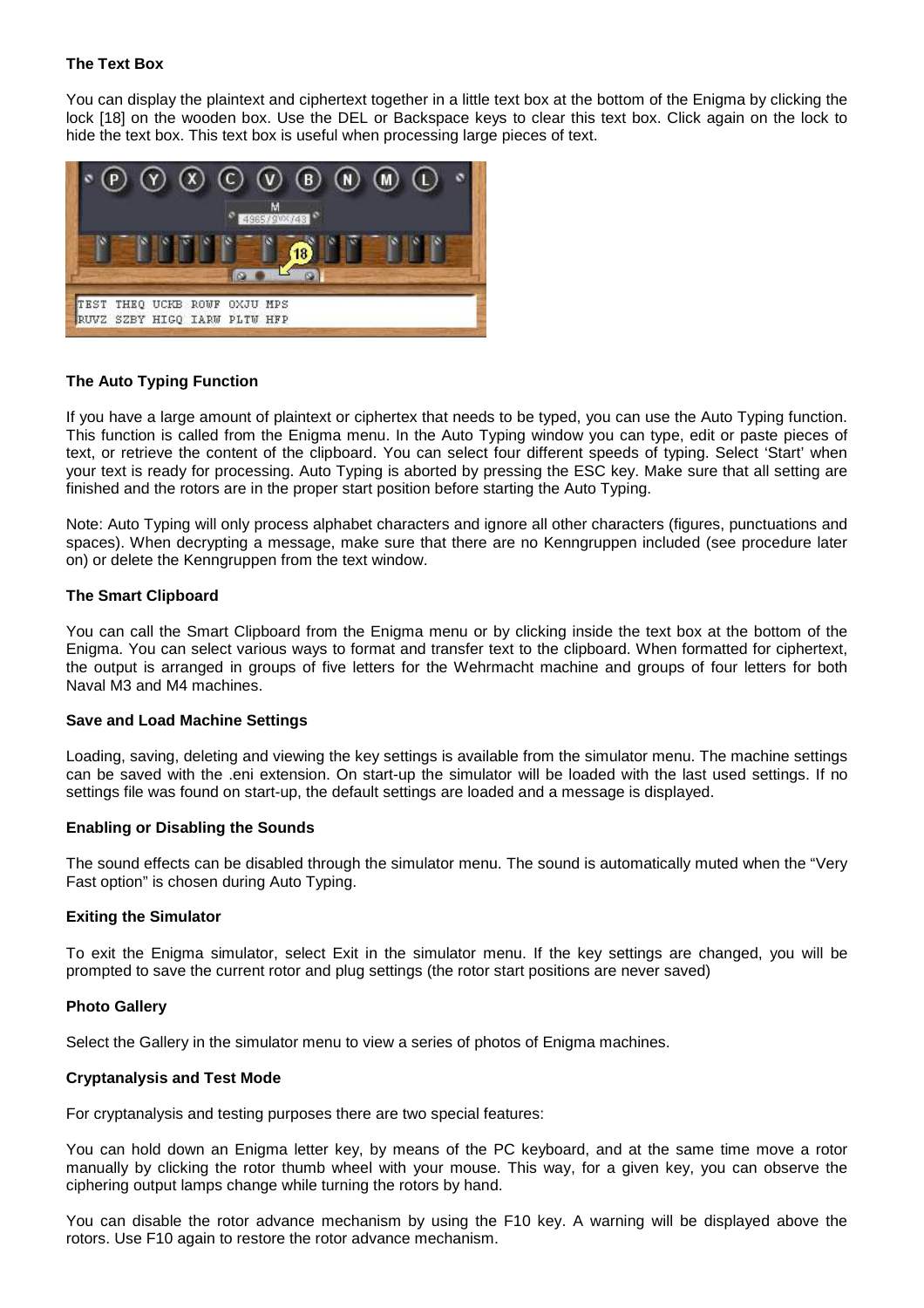### The Text Box

You can display the plaintext and ciphertext together in a little text box at the bottom of the Enigma by clicking the lock [18] on the wooden box. Use the DEL or Backspace keys to clear this text box. Click again on the lock to hide the text box. This text box is useful when processing large pieces of text.

### The Auto Typing Function

If you have a large amount of plaintext or ciphertex that needs to be typed, you can use the Auto Typing function. This function is called from the Enigma menu. In the Auto Typing window you can type, edit or paste pieces of text, or retrieve the content of the clipboard. You can select four different speeds of typing. Select 'Start' when your text is ready for processing. Auto Typing is aborted by pressing the ESC key. Make sure that all setting are finished and the rotors are in the proper start position before starting the Auto Typing.

Note: Auto Typing will only process alphabet characters and ignore all other characters (figures, punctuations and spaces). When decrypting a message, make sure that there are no Kenngruppen included (see procedure later on) or delete the Kenngruppen from the text window.

### The Smart Clipboard

You can call the Smart Clipboard from the Enigma menu or by clicking inside the text box at the bottom of the Enigma. You can select various ways to format and transfer text to the clipboard. When formatted for ciphertext, the output is arranged in groups of five letters for the Wehrmacht machine and groups of four letters for both Naval M3 and M4 machines.

### Save and Load Machine Settings

Loading, saving, deleting and viewing the key settings is available from the simulator menu. The machine settings can be saved with the .eni extension. On start-up the simulator will be loaded with the last used settings. If no settings file was found on start-up, the default settings are loaded and a message is displayed.

### Enabling or Disabling the Sounds

The sound effects can be disabled through the simulator menu. The sound is automatically muted when the "Very Fast option" is chosen during Auto Typing.

### Exiting the Simulator

To exit the Enigma simulator, select Exit in the simulator menu. If the key settings are changed, you will be prompted to save the current rotor and plug settings (the rotor start positions are never saved)

### Photo Gallery

Select the Gallery in the simulator menu to view a series of photos of Enigma machines.

### Cryptanalysis and Test Mode

For cryptanalysis and testing purposes there are two special features:

You can hold down an Enigma letter key, by means of the PC keyboard, and at the same time move a rotor manually by clicking the rotor thumb wheel with your mouse. This way, for a given key, you can observe the ciphering output lamps change while turning the rotors by hand.

You can disable the rotor advance mechanism by using the F10 key. A warning will be displayed above the rotors. Use F10 again to restore the rotor advance mechanism.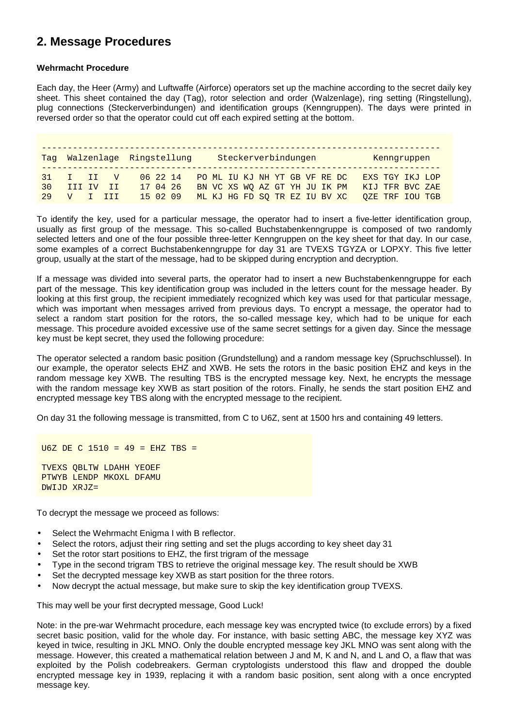## 2. Message Procedures

**Wehrmacht Procedure**

Each day, the Heer (Army) and Luftwaffe (Airforce) operators set up the machine according to the secret daily key sheet. This sheet contained the day (Tag), rotor selection and order (Walzenlage), ring setting (Ringstellung), plug connections (Steckerverbindungen) and identification groups (Kenngruppen). The days were printed in reversed order so that the operator could cut off each expired setting at the bottom.

```
--------------------------------------------------------------------------
Tag  Walzenlage  Ringstellung     Steckerverbindungen          Kenngruppen
--------------------------------------------------------------------------
31   I   II   V    06 22 14   PO ML IU KJ NH YT GB VF RE DC   EXS TGY IKJ LOP
30   III IV  II    17 04 26   BN VC XS WQ AZ GT YH JU IK PM   KIJ TFR BVC ZAE
29   V   I  III    15 02 09   ML KJ HG FD SQ TR EZ IU BV XC   QZE TRF IOU TGB
```

To identify the key, used for a particular message, the operator had to insert a five-letter identification group, usually as first group of the message. This so-called Buchstabenkenngruppe is composed of two randomly selected letters and one of the four possible three-letter Kenngruppen on the key sheet for that day. In our case, some examples of a correct Buchstabenkenngruppe for day 31 are TVEXS TGYZA or LOPXY. This five letter group, usually at the start of the message, had to be skipped during encryption and decryption.

If a message was divided into several parts, the operator had to insert a new Buchstabenkenngruppe for each part of the message. This key identification group was included in the letters count for the message header. By looking at this first group, the recipient immediately recognized which key was used for that particular message, which was important when messages arrived from previous days. To encrypt a message, the operator had to select a random start position for the rotors, the so-called message key, which had to be unique for each message. This procedure avoided excessive use of the same secret settings for a given day. Since the message key must be kept secret, they used the following procedure:

The operator selected a random basic position (Grundstellung) and a random message key (Spruchschlussel). In our example, the operator selects EHZ and XWB. He sets the rotors in the basic position EHZ and keys in the random message key XWB. The resulting TBS is the encrypted message key. Next, he encrypts the message with the random message key XWB as start position of the rotors. Finally, he sends the start position EHZ and encrypted message key TBS along with the encrypted message to the recipient.

On day 31 the following message is transmitted, from C to U6Z, sent at 1500 hrs and containing 49 letters.

```
U6Z DE C 1510 = 49 = EHZ TBS =

TVEXS QBLTW LDAHH YEOEF
PTWYB LENDP MKOXL DFAMU
DWIJD XRJZ=
```

To decrypt the message we proceed as follows:

- Select the Wehrmacht Enigma I with B reflector.
- Select the rotors, adjust their ring setting and set the plugs according to key sheet day 31
- Set the rotor start positions to EHZ, the first trigram of the message
- Type in the second trigram TBS to retrieve the original message key. The result should be XWB
- Set the decrypted message key XWB as start position for the three rotors.
- Now decrypt the actual message, but make sure to skip the key identification group TVEXS.

This may well be your first decrypted message, Good Luck!

Note: in the pre-war Wehrmacht procedure, each message key was encrypted twice (to exclude errors) by a fixed secret basic position, valid for the whole day. For instance, with basic setting ABC, the message key XYZ was keyed in twice, resulting in JKL MNO. Only the double encrypted message key JKL MNO was sent along with the message. However, this created a mathematical relation between J and M, K and N, and L and O, a flaw that was exploited by the Polish codebreakers. German cryptologists understood this flaw and dropped the double encrypted message key in 1939, replacing it with a random basic position, sent along with a once encrypted message key.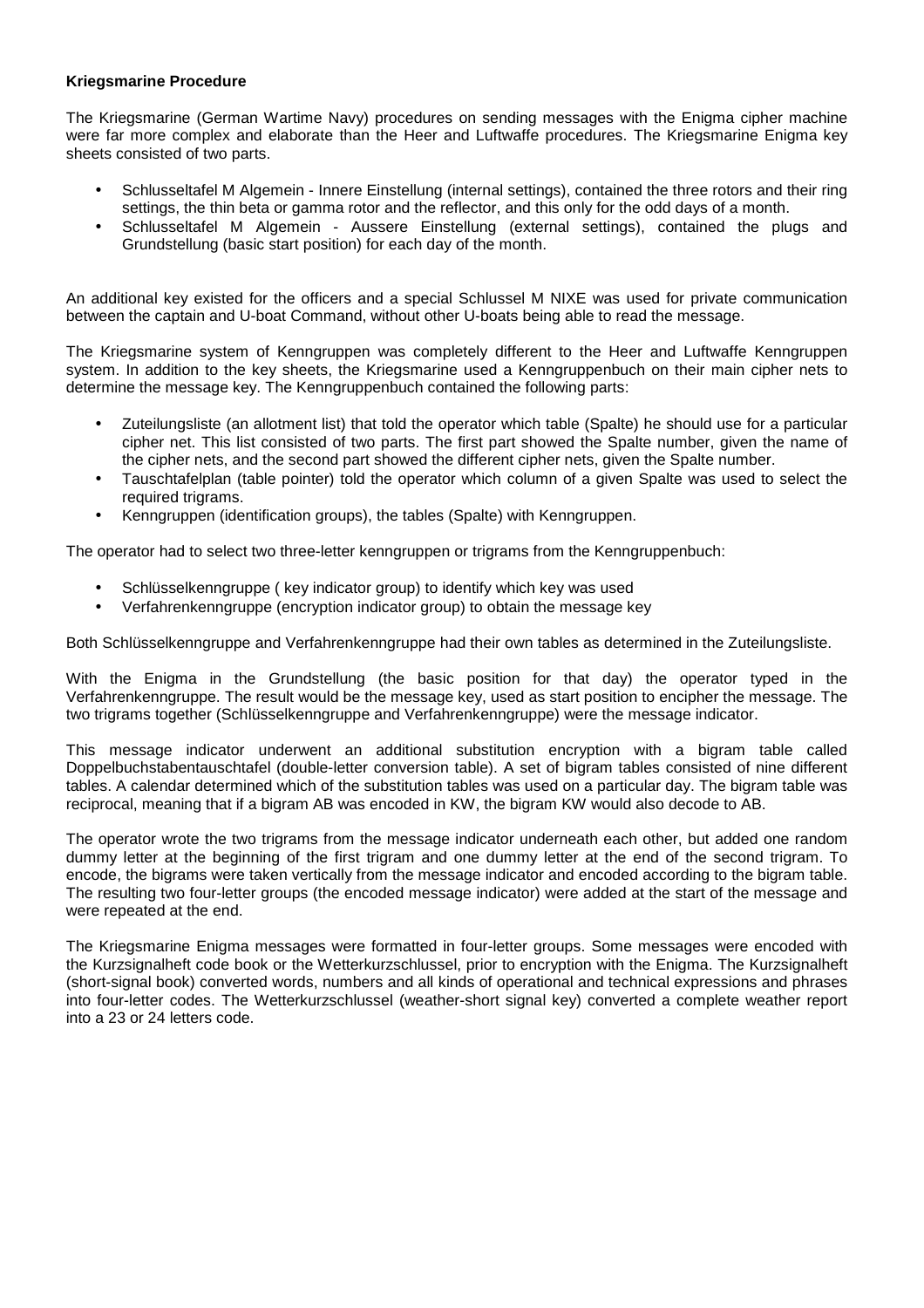**Kriegsmarine Procedure**

The Kriegsmarine (German Wartime Navy) procedures on sending messages with the Enigma cipher machine were far more complex and elaborate than the Heer and Luftwaffe procedures. The Kriegsmarine Enigma key sheets consisted of two parts.

- Schlusseltafel M Algemein - Innere Einstellung (internal settings), contained the three rotors and their ring settings, the thin beta or gamma rotor and the reflector, and this only for the odd days of a month.
- Schlusseltafel M Algemein - Aussere Einstellung (external settings), contained the plugs and Grundstellung (basic start position) for each day of the month.

An additional key existed for the officers and a special Schlussel M NIXE was used for private communication between the captain and U-boat Command, without other U-boats being able to read the message.

The Kriegsmarine system of Kenngruppen was completely different to the Heer and Luftwaffe Kenngruppen system. In addition to the key sheets, the Kriegsmarine used a Kenngruppenbuch on their main cipher nets to determine the message key. The Kenngruppenbuch contained the following parts:

- Zuteilungsliste (an allotment list) that told the operator which table (Spalte) he should use for a particular cipher net. This list consisted of two parts. The first part showed the Spalte number, given the name of the cipher nets, and the second part showed the different cipher nets, given the Spalte number.
- Tauschtafelplan (table pointer) told the operator which column of a given Spalte was used to select the required trigrams.
- Kenngruppen (identification groups), the tables (Spalte) with Kenngruppen.

The operator had to select two three-letter kenngruppen or trigrams from the Kenngruppenbuch:

- Schlüsselkenngruppe ( key indicator group) to identify which key was used
- Verfahrenkenngruppe (encryption indicator group) to obtain the message key

Both Schlüsselkenngruppe and Verfahrenkenngruppe had their own tables as determined in the Zuteilungsliste.

With the Enigma in the Grundstellung (the basic position for that day) the operator typed in the Verfahrenkenngruppe. The result would be the message key, used as start position to encipher the message. The two trigrams together (Schlüsselkenngruppe and Verfahrenkenngruppe) were the message indicator.

This message indicator underwent an additional substitution encryption with a bigram table called Doppelbuchstabentauschtafel (double-letter conversion table). A set of bigram tables consisted of nine different tables. A calendar determined which of the substitution tables was used on a particular day. The bigram table was reciprocal, meaning that if a bigram AB was encoded in KW, the bigram KW would also decode to AB.

The operator wrote the two trigrams from the message indicator underneath each other, but added one random dummy letter at the beginning of the first trigram and one dummy letter at the end of the second trigram. To encode, the bigrams were taken vertically from the message indicator and encoded according to the bigram table. The resulting two four-letter groups (the encoded message indicator) were added at the start of the message and were repeated at the end.

The Kriegsmarine Enigma messages were formatted in four-letter groups. Some messages were encoded with the Kurzsignalheft code book or the Wetterkurzschlussel, prior to encryption with the Enigma. The Kurzsignalheft (short-signal book) converted words, numbers and all kinds of operational and technical expressions and phrases into four-letter codes. The Wetterkurzschlussel (weather-short signal key) converted a complete weather report into a 23 or 24 letters code.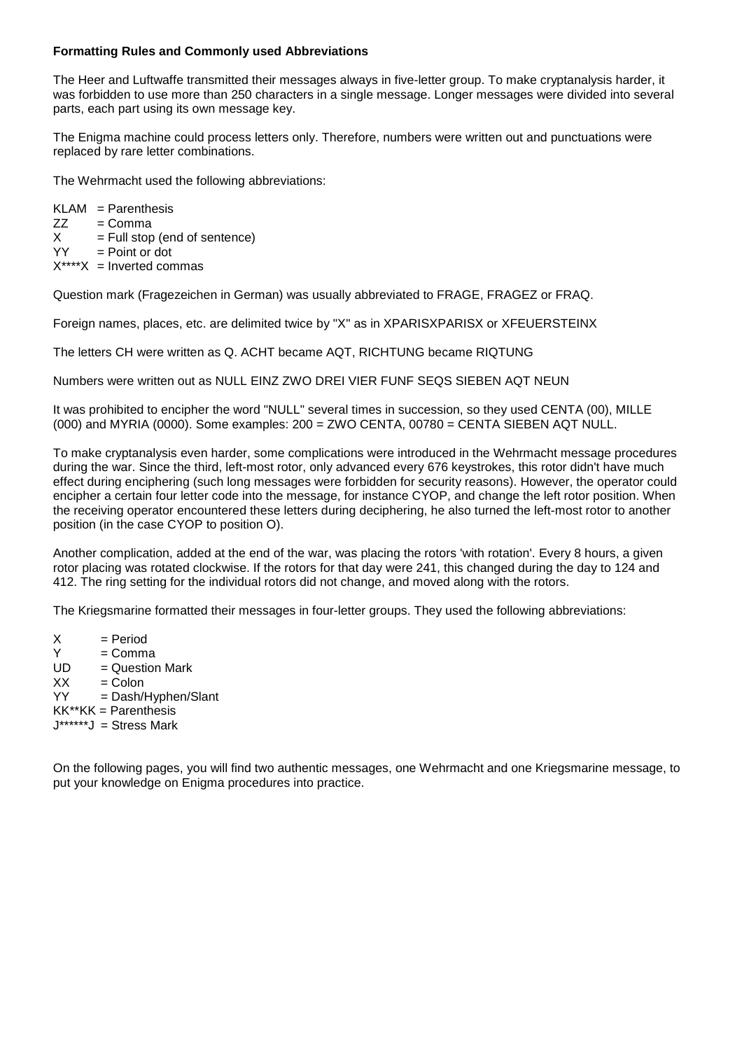**Formatting Rules and Commonly used Abbreviations**

The Heer and Luftwaffe transmitted their messages always in five-letter group. To make cryptanalysis harder, it was forbidden to use more than 250 characters in a single message. Longer messages were divided into several parts, each part using its own message key.

The Enigma machine could process letters only. Therefore, numbers were written out and punctuations were replaced by rare letter combinations.

The Wehrmacht used the following abbreviations:

KLAM = Parenthesis
ZZ = Comma
X = Full stop (end of sentence)
YY = Point or dot
X****X = Inverted commas

Question mark (Fragezeichen in German) was usually abbreviated to FRAGE, FRAGEZ or FRAQ.

Foreign names, places, etc. are delimited twice by "X" as in XPARISXPARISX or XFEUERSTEINX

The letters CH were written as Q. ACHT became AQT, RICHTUNG became RIQTUNG

Numbers were written out as NULL EINZ ZWO DREI VIER FUNF SEQS SIEBEN AQT NEUN

It was prohibited to encipher the word "NULL" several times in succession, so they used CENTA (00), MILLE (000) and MYRIA (0000). Some examples: 200 = ZWO CENTA, 00780 = CENTA SIEBEN AQT NULL.

To make cryptanalysis even harder, some complications were introduced in the Wehrmacht message procedures during the war. Since the third, left-most rotor, only advanced every 676 keystrokes, this rotor didn't have much effect during enciphering (such long messages were forbidden for security reasons). However, the operator could encipher a certain four letter code into the message, for instance CYOP, and change the left rotor position. When the receiving operator encountered these letters during deciphering, he also turned the left-most rotor to another position (in the case CYOP to position O).

Another complication, added at the end of the war, was placing the rotors 'with rotation'. Every 8 hours, a given rotor placing was rotated clockwise. If the rotors for that day were 241, this changed during the day to 124 and 412. The ring setting for the individual rotors did not change, and moved along with the rotors.

The Kriegsmarine formatted their messages in four-letter groups. They used the following abbreviations:

X = Period
Y = Comma
UD = Question Mark
XX = Colon
YY = Dash/Hyphen/Slant
KK**KK = Parenthesis
J******J = Stress Mark

On the following pages, you will find two authentic messages, one Wehrmacht and one Kriegsmarine message, to put your knowledge on Enigma procedures into practice.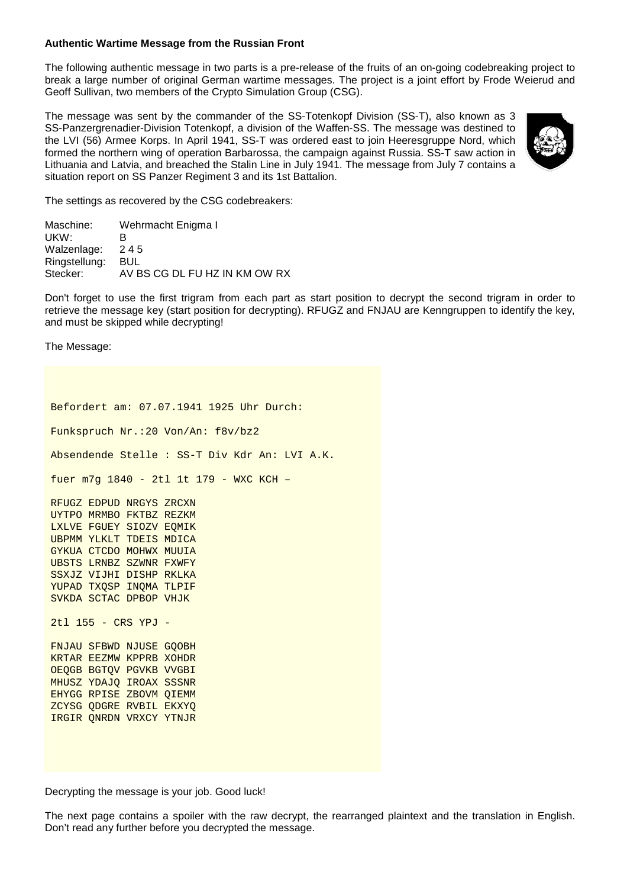**Authentic Wartime Message from the Russian Front**

The following authentic message in two parts is a pre-release of the fruits of an on-going codebreaking project to break a large number of original German wartime messages. The project is a joint effort by Frode Weierud and Geoff Sullivan, two members of the Crypto Simulation Group (CSG).

The message was sent by the commander of the SS-Totenkopf Division (SS-T), also known as 3 SS-Panzergrenadier-Division Totenkopf, a division of the Waffen-SS. The message was destined to the LVI (56) Armee Korps. In April 1941, SS-T was ordered east to join Heeresgruppe Nord, which formed the northern wing of operation Barbarossa, the campaign against Russia. SS-T saw action in Lithuania and Latvia, and breached the Stalin Line in July 1941. The message from July 7 contains a situation report on SS Panzer Regiment 3 and its 1st Battalion.

The settings as recovered by the CSG codebreakers:

| | |
|---|---|
| Maschine: | Wehrmacht Enigma I |
| UKW: | B |
| Walzenlage: | 2 4 5 |
| Ringstellung: | BUL |
| Stecker: | AV BS CG DL FU HZ IN KM OW RX |

Don't forget to use the first trigram from each part as start position to decrypt the second trigram in order to retrieve the message key (start position for decrypting). RFUGZ and FNJAU are Kenngruppen to identify the key, and must be skipped while decrypting!

The Message:

```
Befordert am: 07.07.1941 1925 Uhr Durch:

Funkspruch Nr.:20 Von/An: f8v/bz2

Absendende Stelle : SS-T Div Kdr An: LVI A.K.

fuer m7g 1840 - 2tl 1t 179 - WXC KCH –

RFUGZ EDPUD NRGYS ZRCXN
UYTPO MRMBO FKTBZ REZKM
LXLVE FGUEY SIOZV EQMIK
UBPMM YLKLT TDEIS MDICA
GYKUA CTCDO MOHWX MUUIA
UBSTS LRNBZ SZWNR FXWFY
SSXJZ VIJHI DISHP RKLKA
YUPAD TXQSP INQMA TLPIF
SVKDA SCTAC DPBOP VHJK

2tl 155 - CRS YPJ -

FNJAU SFBWD NJUSE GQOBH
KRTAR EEZMW KPPRB XOHDR
OEQGB BGTQV PGVKB VVGBI
MHUSZ YDAJQ IROAX SSSNR
EHYGG RPISE ZBOVM QIEMM
ZCYSG QDGRE RVBIL EKXYQ
IRGIR QNRDN VRXCY YTNJR
```

Decrypting the message is your job. Good luck!

The next page contains a spoiler with the raw decrypt, the rearranged plaintext and the translation in English. Don't read any further before you decrypted the message.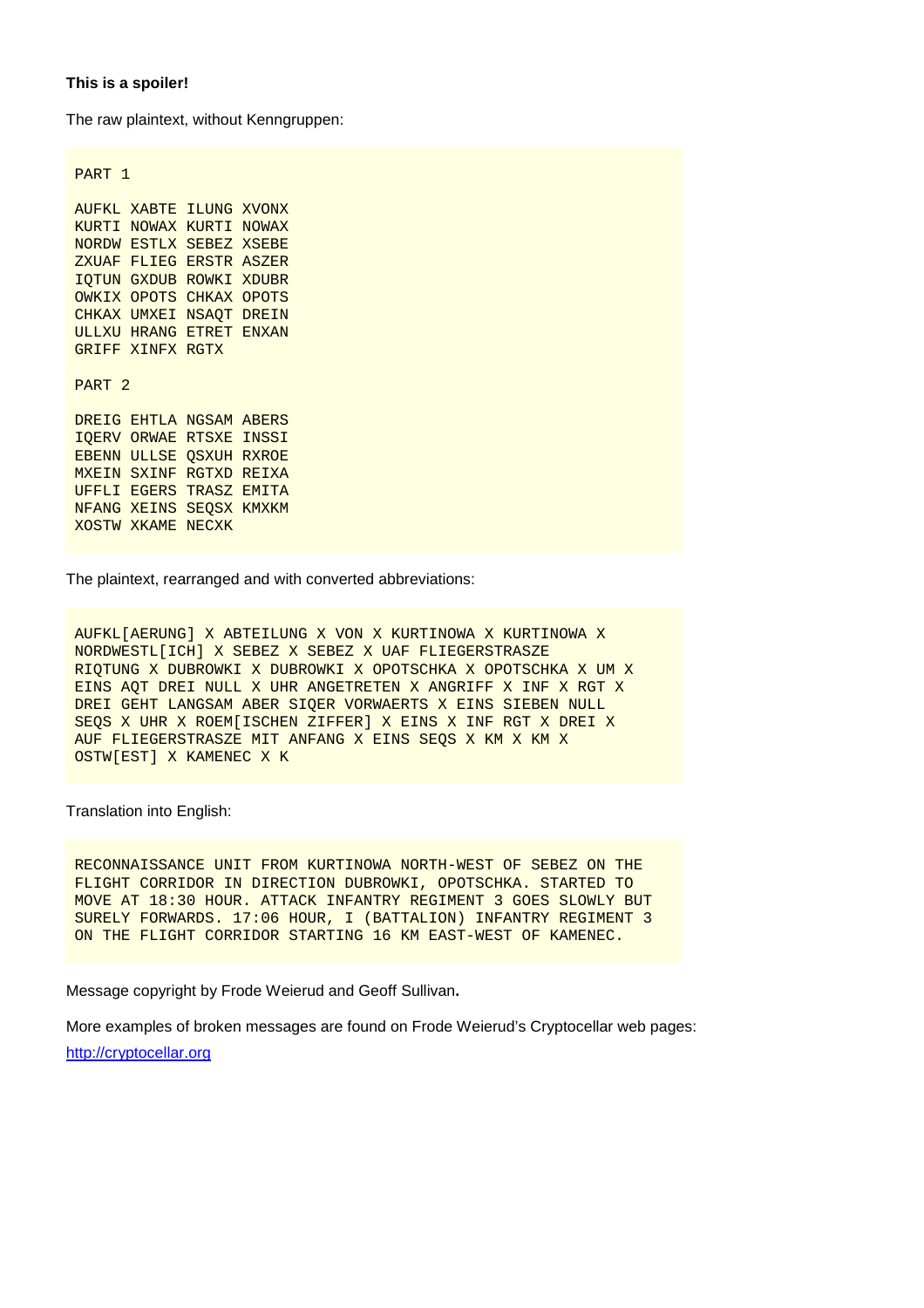**This is a spoiler!**

The raw plaintext, without Kenngruppen:

```
PART 1

AUFKL XABTE ILUNG XVONX
KURTI NOWAX KURTI NOWAX
NORDW ESTLX SEBEZ XSEBE
ZXUAF FLIEG ERSTR ASZER
IQTUN GXDUB ROWKI XDUBR
OWKIX OPOTS CHKAX OPOTS
CHKAX UMXEI NSAQT DREIN
ULLXU HRANG ETRET ENXAN
GRIFF XINFX RGTX

PART 2

DREIG EHTLA NGSAM ABERS
IQERV ORWAE RTSXE INSSI
EBENN ULLSE QSXUH RXROE
MXEIN SXINF RGTXD REIXA
UFFLI EGERS TRASZ EMITA
NFANG XEINS SEQSX KMXKM
XOSTW XKAME NECXK
```

The plaintext, rearranged and with converted abbreviations:

```
AUFKL[AERUNG] X ABTEILUNG X VON X KURTINOWA X KURTINOWA X
NORDWESTL[ICH] X SEBEZ X SEBEZ X UAF FLIEGERSTRASZE
RIQTUNG X DUBROWKI X DUBROWKI X OPOTSCHKA X OPOTSCHKA X UM X
EINS AQT DREI NULL X UHR ANGETRETEN X ANGRIFF X INF X RGT X
DREI GEHT LANGSAM ABER SIQER VORWAERTS X EINS SIEBEN NULL
SEQS X UHR X ROEM[ISCHEN ZIFFER] X EINS X INF RGT X DREI X
AUF FLIEGERSTRASZE MIT ANFANG X EINS SEQS X KM X KM X
OSTW[EST] X KAMENEC X K
```

Translation into English:

```
RECONNAISSANCE UNIT FROM KURTINOWA NORTH-WEST OF SEBEZ ON THE
FLIGHT CORRIDOR IN DIRECTION DUBROWKI, OPOTSCHKA. STARTED TO
MOVE AT 18:30 HOUR. ATTACK INFANTRY REGIMENT 3 GOES SLOWLY BUT
SURELY FORWARDS. 17:06 HOUR, I (BATTALION) INFANTRY REGIMENT 3
ON THE FLIGHT CORRIDOR STARTING 16 KM EAST-WEST OF KAMENEC.
```

Message copyright by Frode Weierud and Geoff Sullivan**.**

More examples of broken messages are found on Frode Weierud's Cryptocellar web pages: [http://cryptocellar.org](http://cryptocellar.org)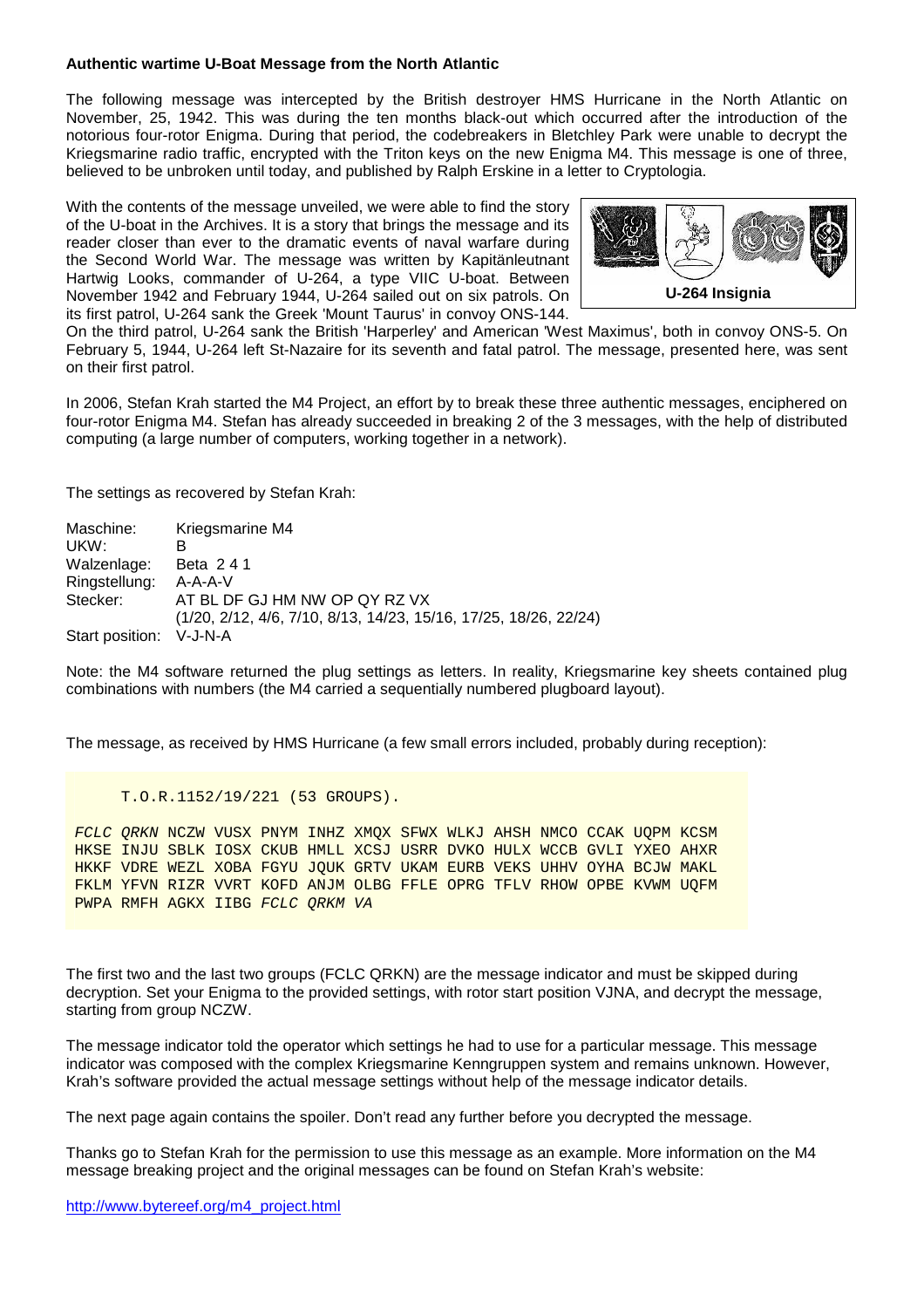**Authentic wartime U-Boat Message from the North Atlantic**

The following message was intercepted by the British destroyer HMS Hurricane in the North Atlantic on November, 25, 1942. This was during the ten months black-out which occurred after the introduction of the notorious four-rotor Enigma. During that period, the codebreakers in Bletchley Park were unable to decrypt the Kriegsmarine radio traffic, encrypted with the Triton keys on the new Enigma M4. This message is one of three, believed to be unbroken until today, and published by Ralph Erskine in a letter to Cryptologia.

With the contents of the message unveiled, we were able to find the story of the U-boat in the Archives. It is a story that brings the message and its reader closer than ever to the dramatic events of naval warfare during the Second World War. The message was written by Kapitänleutnant Hartwig Looks, commander of U-264, a type VIIC U-boat. Between November 1942 and February 1944, U-264 sailed out on six patrols. On its first patrol, U-264 sank the Greek 'Mount Taurus' in convoy ONS-144. On the third patrol, U-264 sank the British 'Harperley' and American 'West Maximus', both in convoy ONS-5. On February 5, 1944, U-264 left St-Nazaire for its seventh and fatal patrol. The message, presented here, was sent on their first patrol.

**U-264 Insignia**

In 2006, Stefan Krah started the M4 Project, an effort by to break these three authentic messages, enciphered on four-rotor Enigma M4. Stefan has already succeeded in breaking 2 of the 3 messages, with the help of distributed computing (a large number of computers, working together in a network).

The settings as recovered by Stefan Krah:

| | |
|---|---|
| Maschine: | Kriegsmarine M4 |
| UKW: | B |
| Walzenlage: | Beta 2 4 1 |
| Ringstellung: | A-A-A-V |
| Stecker: | AT BL DF GJ HM NW OP QY RZ VX (1/20, 2/12, 4/6, 7/10, 8/13, 14/23, 15/16, 17/25, 18/26, 22/24) |
| Start position: | V-J-N-A |

Note: the M4 software returned the plug settings as letters. In reality, Kriegsmarine key sheets contained plug combinations with numbers (the M4 carried a sequentially numbered plugboard layout).

The message, as received by HMS Hurricane (a few small errors included, probably during reception):

```
     T.O.R.1152/19/221 (53 GROUPS).

FCLC QRKN NCZW VUSX PNYM INHZ XMQX SFWX WLKJ AHSH NMCO CCAK UQPM KCSM
HKSE INJU SBLK IOSX CKUB HMLL XCSJ USRR DVKO HULX WCCB GVLI YXEO AHXR
HKKF VDRE WEZL XOBA FGYU JQUK GRTV UKAM EURB VEKS UHHV OYHA BCJW MAKL
FKLM YFVN RIZR VVRT KOFD ANJM OLBG FFLE OPRG TFLV RHOW OPBE KVWM UQFM
PWPA RMFH AGKX IIBG FCLC QRKM VA
```

The first two and the last two groups (FCLC QRKN) are the message indicator and must be skipped during decryption. Set your Enigma to the provided settings, with rotor start position VJNA, and decrypt the message, starting from group NCZW.

The message indicator told the operator which settings he had to use for a particular message. This message indicator was composed with the complex Kriegsmarine Kenngruppen system and remains unknown. However, Krah's software provided the actual message settings without help of the message indicator details.

The next page again contains the spoiler. Don't read any further before you decrypted the message.

Thanks go to Stefan Krah for the permission to use this message as an example. More information on the M4 message breaking project and the original messages can be found on Stefan Krah's website:

http://www.bytereef.org/m4_project.html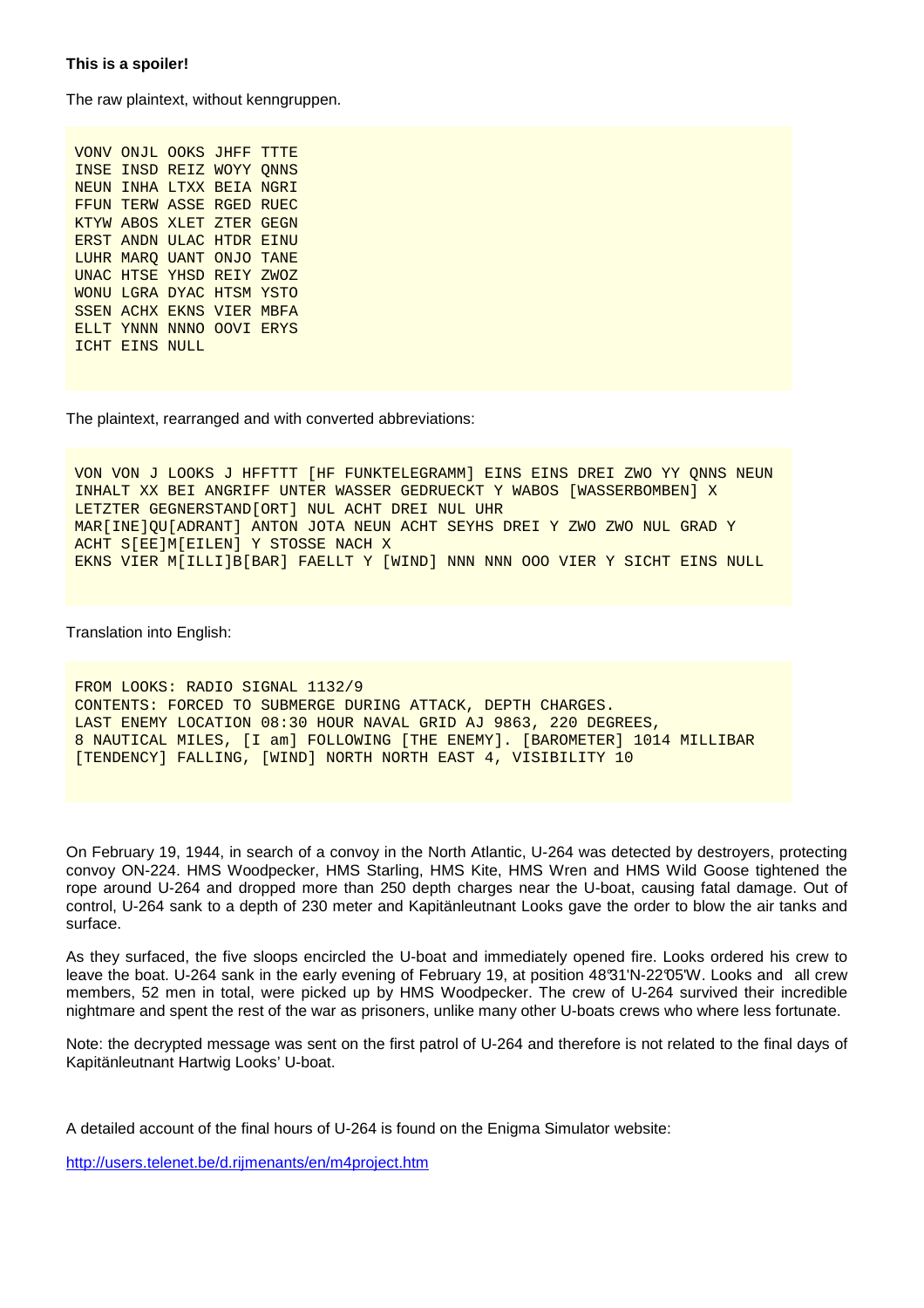**This is a spoiler!**

The raw plaintext, without kenngruppen.

```
VONV ONJL OOKS JHFF TTTE
INSE INSD REIZ WOYY QNNS
NEUN INHA LTXX BEIA NGRI
FFUN TERW ASSE RGED RUEC
KTYW ABOS XLET ZTER GEGN
ERST ANDN ULAC HTDR EINU
LUHR MARQ UANT ONJO TANE
UNAC HTSE YHSD REIY ZWOZ
WONU LGRA DYAC HTSM YSTO
SSEN ACHX EKNS VIER MBFA
ELLT YNNN NNNO OOVI ERYS
ICHT EINS NULL
```

The plaintext, rearranged and with converted abbreviations:

```
VON VON J LOOKS J HFFTTT [HF FUNKTELEGRAMM] EINS EINS DREI ZWO YY QNNS NEUN
INHALT XX BEI ANGRIFF UNTER WASSER GEDRUECKT Y WABOS [WASSERBOMBEN] X
LETZTER GEGNERSTAND[ORT] NUL ACHT DREI NUL UHR
MAR[INE]QU[ADRANT] ANTON JOTA NEUN ACHT SEYHS DREI Y ZWO ZWO NUL GRAD Y
ACHT S[EE]M[EILEN] Y STOSSE NACH X
EKNS VIER M[ILLI]B[BAR] FAELLT Y [WIND] NNN NNN OOO VIER Y SICHT EINS NULL
```

Translation into English:

```
FROM LOOKS: RADIO SIGNAL 1132/9
CONTENTS: FORCED TO SUBMERGE DURING ATTACK, DEPTH CHARGES.
LAST ENEMY LOCATION 08:30 HOUR NAVAL GRID AJ 9863, 220 DEGREES,
8 NAUTICAL MILES, [I am] FOLLOWING [THE ENEMY]. [BAROMETER] 1014 MILLIBAR
[TENDENCY] FALLING, [WIND] NORTH NORTH EAST 4, VISIBILITY 10
```

On February 19, 1944, in search of a convoy in the North Atlantic, U-264 was detected by destroyers, protecting convoy ON-224. HMS Woodpecker, HMS Starling, HMS Kite, HMS Wren and HMS Wild Goose tightened the rope around U-264 and dropped more than 250 depth charges near the U-boat, causing fatal damage. Out of control, U-264 sank to a depth of 230 meter and Kapitänleutnant Looks gave the order to blow the air tanks and surface.

As they surfaced, the five sloops encircled the U-boat and immediately opened fire. Looks ordered his crew to leave the boat. U-264 sank in the early evening of February 19, at position 48°31'N-22°05'W. Looks and all crew members, 52 men in total, were picked up by HMS Woodpecker. The crew of U-264 survived their incredible nightmare and spent the rest of the war as prisoners, unlike many other U-boats crews who where less fortunate.

Note: the decrypted message was sent on the first patrol of U-264 and therefore is not related to the final days of Kapitänleutnant Hartwig Looks' U-boat.

A detailed account of the final hours of U-264 is found on the Enigma Simulator website:

http://users.telenet.be/d.rijmenants/en/m4project.htm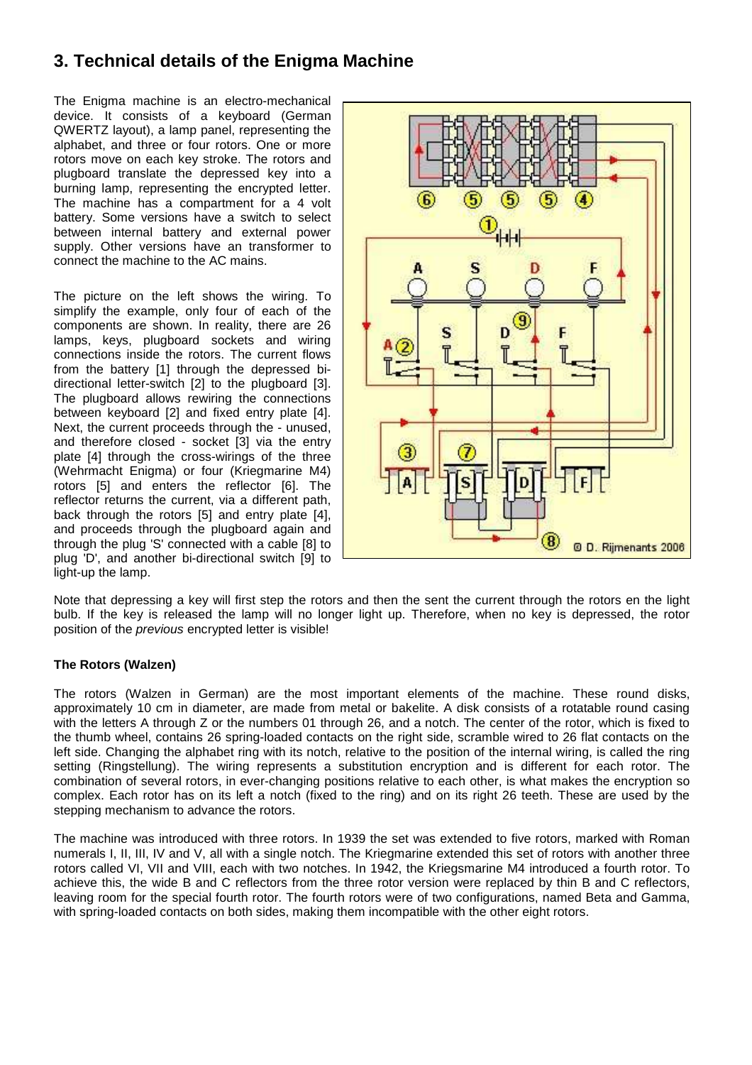## 3. Technical details of the Enigma Machine

The Enigma machine is an electro-mechanical device. It consists of a keyboard (German QWERTZ layout), a lamp panel, representing the alphabet, and three or four rotors. One or more rotors move on each key stroke. The rotors and plugboard translate the depressed key into a burning lamp, representing the encrypted letter. The machine has a compartment for a 4 volt battery. Some versions have a switch to select between internal battery and external power supply. Other versions have an transformer to connect the machine to the AC mains.

The picture on the left shows the wiring. To simplify the example, only four of each of the components are shown. In reality, there are 26 lamps, keys, plugboard sockets and wiring connections inside the rotors. The current flows from the battery [1] through the depressed bi-directional letter-switch [2] to the plugboard [3]. The plugboard allows rewiring the connections between keyboard [2] and fixed entry plate [4]. Next, the current proceeds through the - unused, and therefore closed - socket [3] via the entry plate [4] through the cross-wirings of the three (Wehrmacht Enigma) or four (Kriegmarine M4) rotors [5] and enters the reflector [6]. The reflector returns the current, via a different path, back through the rotors [5] and entry plate [4], and proceeds through the plugboard again and through the plug 'S' connected with a cable [8] to plug 'D', and another bi-directional switch [9] to light-up the lamp.

Note that depressing a key will first step the rotors and then the sent the current through the rotors en the light bulb. If the key is released the lamp will no longer light up. Therefore, when no key is depressed, the rotor position of the *previous* encrypted letter is visible!

**The Rotors (Walzen)**

The rotors (Walzen in German) are the most important elements of the machine. These round disks, approximately 10 cm in diameter, are made from metal or bakelite. A disk consists of a rotatable round casing with the letters A through Z or the numbers 01 through 26, and a notch. The center of the rotor, which is fixed to the thumb wheel, contains 26 spring-loaded contacts on the right side, scramble wired to 26 flat contacts on the left side. Changing the alphabet ring with its notch, relative to the position of the internal wiring, is called the ring setting (Ringstellung). The wiring represents a substitution encryption and is different for each rotor. The combination of several rotors, in ever-changing positions relative to each other, is what makes the encryption so complex. Each rotor has on its left a notch (fixed to the ring) and on its right 26 teeth. These are used by the stepping mechanism to advance the rotors.

The machine was introduced with three rotors. In 1939 the set was extended to five rotors, marked with Roman numerals I, II, III, IV and V, all with a single notch. The Kriegmarine extended this set of rotors with another three rotors called VI, VII and VIII, each with two notches. In 1942, the Kriegsmarine M4 introduced a fourth rotor. To achieve this, the wide B and C reflectors from the three rotor version were replaced by thin B and C reflectors, leaving room for the special fourth rotor. The fourth rotors were of two configurations, named Beta and Gamma, with spring-loaded contacts on both sides, making them incompatible with the other eight rotors.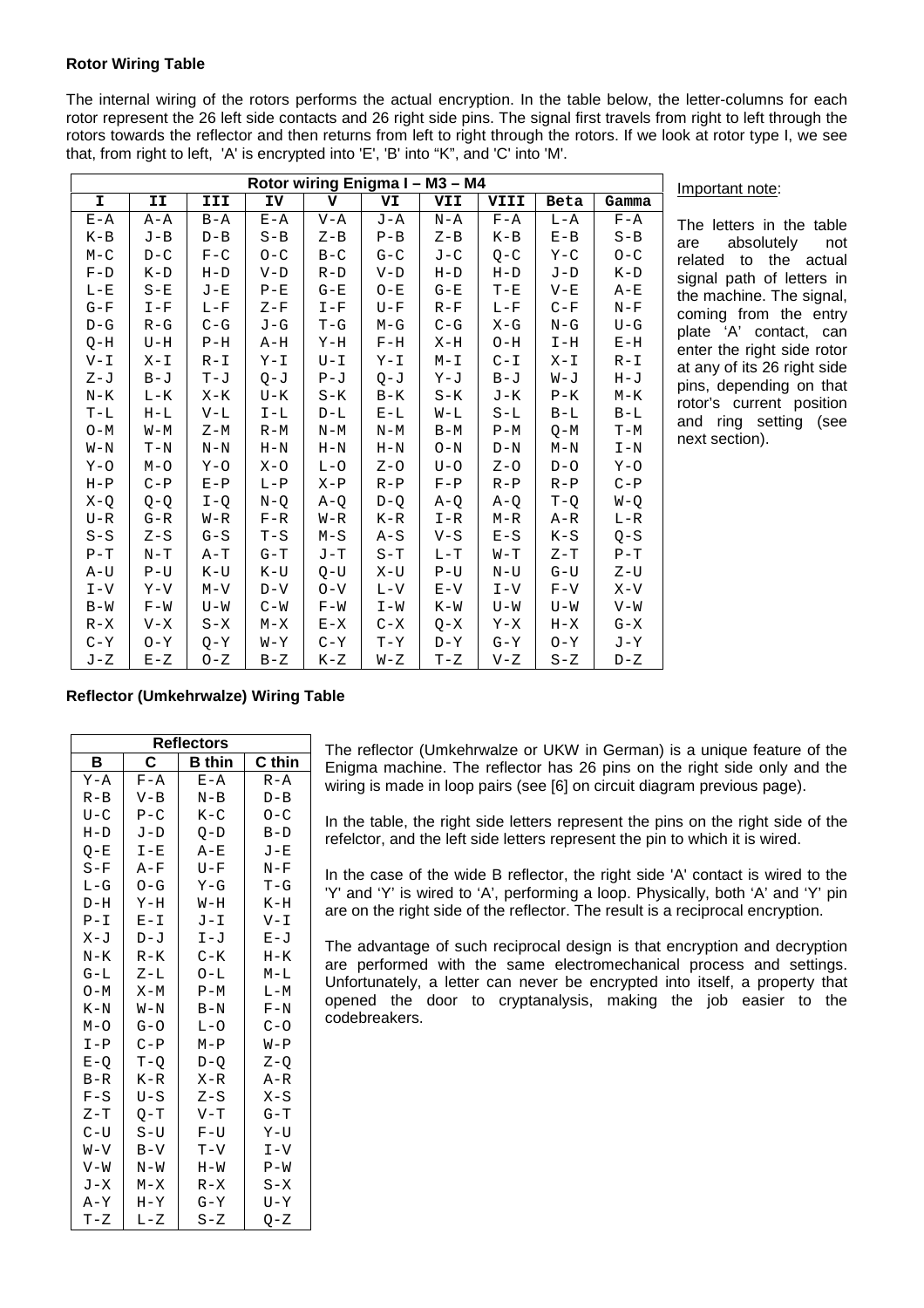**Rotor Wiring Table**

The internal wiring of the rotors performs the actual encryption. In the table below, the letter-columns for each rotor represent the 26 left side contacts and 26 right side pins. The signal first travels from right to left through the rotors towards the reflector and then returns from left to right through the rotors. If we look at rotor type I, we see that, from right to left, 'A' is encrypted into 'E', 'B' into "K", and 'C' into 'M'.

| Rotor wiring Enigma I – M3 – M4 | | | | | | | | | |
|---|---|---|---|---|---|---|---|---|---|
| I | II | III | IV | V | VI | VII | VIII | Beta | Gamma |
| E-A | A-A | B-A | E-A | V-A | J-A | N-A | F-A | L-A | F-A |
| K-B | J-B | D-B | S-B | Z-B | P-B | Z-B | K-B | E-B | S-B |
| M-C | D-C | F-C | O-C | B-C | G-C | J-C | Q-C | Y-C | O-C |
| F-D | K-D | H-D | V-D | R-D | V-D | H-D | H-D | J-D | K-D |
| L-E | S-E | J-E | P-E | G-E | O-E | G-E | T-E | V-E | A-E |
| G-F | I-F | L-F | Z-F | I-F | U-F | R-F | L-F | C-F | N-F |
| D-G | R-G | C-G | J-G | T-G | M-G | C-G | X-G | N-G | U-G |
| Q-H | U-H | P-H | A-H | Y-H | F-H | X-H | O-H | I-H | E-H |
| V-I | X-I | R-I | Y-I | U-I | Y-I | M-I | C-I | X-I | R-I |
| Z-J | B-J | T-J | Q-J | P-J | Q-J | Y-J | B-J | W-J | H-J |
| N-K | L-K | X-K | U-K | S-K | B-K | S-K | J-K | P-K | M-K |
| T-L | H-L | V-L | I-L | D-L | E-L | W-L | S-L | B-L | B-L |
| O-M | W-M | Z-M | R-M | N-M | N-M | B-M | P-M | Q-M | T-M |
| W-N | T-N | N-N | H-N | H-N | H-N | O-N | D-N | M-N | I-N |
| Y-O | M-O | Y-O | X-O | L-O | Z-O | U-O | Z-O | D-O | Y-O |
| H-P | C-P | E-P | L-P | X-P | R-P | F-P | R-P | R-P | C-P |
| X-Q | Q-Q | I-Q | N-Q | A-Q | D-Q | A-Q | A-Q | T-Q | W-Q |
| U-R | G-R | W-R | F-R | W-R | K-R | I-R | M-R | A-R | L-R |
| S-S | Z-S | G-S | T-S | M-S | A-S | V-S | E-S | K-S | Q-S |
| P-T | N-T | A-T | G-T | J-T | S-T | L-T | W-T | Z-T | P-T |
| A-U | P-U | K-U | K-U | Q-U | X-U | P-U | N-U | G-U | Z-U |
| I-V | Y-V | M-V | D-V | O-V | L-V | E-V | I-V | F-V | X-V |
| B-W | F-W | U-W | C-W | F-W | I-W | K-W | U-W | U-W | V-W |
| R-X | V-X | S-X | M-X | E-X | C-X | Q-X | Y-X | H-X | G-X |
| C-Y | O-Y | Q-Y | W-Y | C-Y | T-Y | D-Y | G-Y | O-Y | J-Y |
| J-Z | E-Z | O-Z | B-Z | K-Z | W-Z | T-Z | V-Z | S-Z | D-Z |

Important note:

The letters in the table are absolutely not related to the actual signal path of letters in the machine. The signal, coming from the entry plate 'A' contact, can enter the right side rotor at any of its 26 right side pins, depending on that rotor's current position and ring setting (see next section).

**Reflector (Umkehrwalze) Wiring Table**

| Reflectors | | | |
|---|---|---|---|
| B | C | B thin | C thin |
| Y-A | F-A | E-A | R-A |
| R-B | V-B | N-B | D-B |
| U-C | P-C | K-C | O-C |
| H-D | J-D | Q-D | B-D |
| Q-E | I-E | A-E | J-E |
| S-F | A-F | U-F | N-F |
| L-G | O-G | Y-G | T-G |
| D-H | Y-H | W-H | K-H |
| P-I | E-I | J-I | V-I |
| X-J | D-J | I-J | E-J |
| N-K | R-K | C-K | H-K |
| G-L | Z-L | O-L | M-L |
| O-M | X-M | P-M | L-M |
| K-N | W-N | B-N | F-N |
| M-O | G-O | L-O | C-O |
| I-P | C-P | M-P | W-P |
| E-Q | T-Q | D-Q | Z-Q |
| B-R | K-R | X-R | A-R |
| F-S | U-S | Z-S | X-S |
| Z-T | Q-T | V-T | G-T |
| C-U | S-U | F-U | Y-U |
| W-V | B-V | T-V | I-V |
| V-W | N-W | H-W | P-W |
| J-X | M-X | R-X | S-X |
| A-Y | H-Y | G-Y | U-Y |
| T-Z | L-Z | S-Z | Q-Z |

The reflector (Umkehrwalze or UKW in German) is a unique feature of the Enigma machine. The reflector has 26 pins on the right side only and the wiring is made in loop pairs (see [6] on circuit diagram previous page).

In the table, the right side letters represent the pins on the right side of the refelctor, and the left side letters represent the pin to which it is wired.

In the case of the wide B reflector, the right side 'A' contact is wired to the 'Y' and 'Y' is wired to 'A', performing a loop. Physically, both 'A' and 'Y' pin are on the right side of the reflector. The result is a reciprocal encryption.

The advantage of such reciprocal design is that encryption and decryption are performed with the same electromechanical process and settings. Unfortunately, a letter can never be encrypted into itself, a property that opened the door to cryptanalysis, making the job easier to the codebreakers.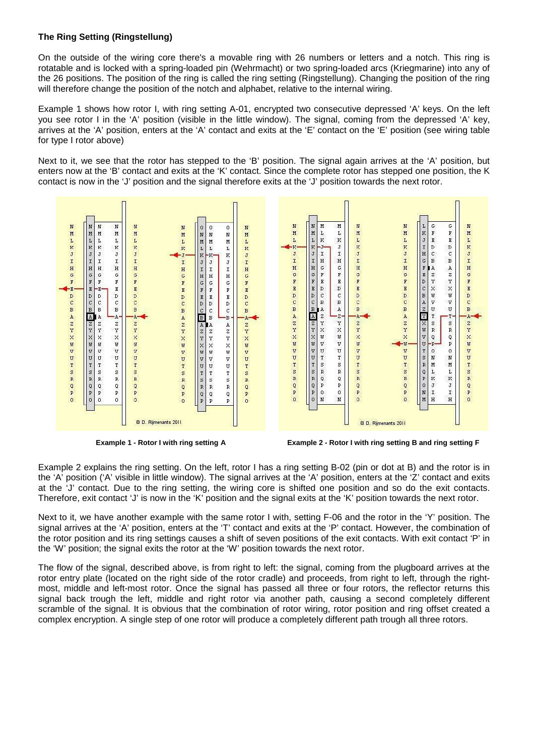### The Ring Setting (Ringstellung)

On the outside of the wiring core there's a movable ring with 26 numbers or letters and a notch. This ring is rotatable and is locked with a spring-loaded pin (Wehrmacht) or two spring-loaded arcs (Kriegmarine) into any of the 26 positions. The position of the ring is called the ring setting (Ringstellung). Changing the position of the ring will therefore change the position of the notch and alphabet, relative to the internal wiring.

Example 1 shows how rotor I, with ring setting A-01, encrypted two consecutive depressed 'A' keys. On the left you see rotor I in the 'A' position (visible in the little window). The signal, coming from the depressed 'A' key, arrives at the 'A' position, enters at the 'A' contact and exits at the 'E' contact on the 'E' position (see wiring table for type I rotor above)

Next to it, we see that the rotor has stepped to the 'B' position. The signal again arrives at the 'A' position, but enters now at the 'B' contact and exits at the 'K' contact. Since the complete rotor has stepped one position, the K contact is now in the 'J' position and the signal therefore exits at the 'J' position towards the next rotor.

**Example 1 - Rotor I with ring setting A**

**Example 2 - Rotor I with ring setting B and ring setting F**

Example 2 explains the ring setting. On the left, rotor I has a ring setting B-02 (pin or dot at B) and the rotor is in the 'A' position ('A' visible in little window). The signal arrives at the 'A' position, enters at the 'Z' contact and exits at the 'J' contact. Due to the ring setting, the wiring core is shifted one position and so do the exit contacts. Therefore, exit contact 'J' is now in the 'K' position and the signal exits at the 'K' position towards the next rotor.

Next to it, we have another example with the same rotor I with, setting F-06 and the rotor in the 'Y' position. The signal arrives at the 'A' position, enters at the 'T' contact and exits at the 'P' contact. However, the combination of the rotor position and its ring settings causes a shift of seven positions of the exit contacts. With exit contact 'P' in the 'W' position; the signal exits the rotor at the 'W' position towards the next rotor.

The flow of the signal, described above, is from right to left: the signal, coming from the plugboard arrives at the rotor entry plate (located on the right side of the rotor cradle) and proceeds, from right to left, through the right-most, middle and left-most rotor. Once the signal has passed all three or four rotors, the reflector returns this signal back trough the left, middle and right rotor via another path, causing a second completely different scramble of the signal. It is obvious that the combination of rotor wiring, rotor position and ring offset created a complex encryption. A single step of one rotor will produce a completely different path trough all three rotors.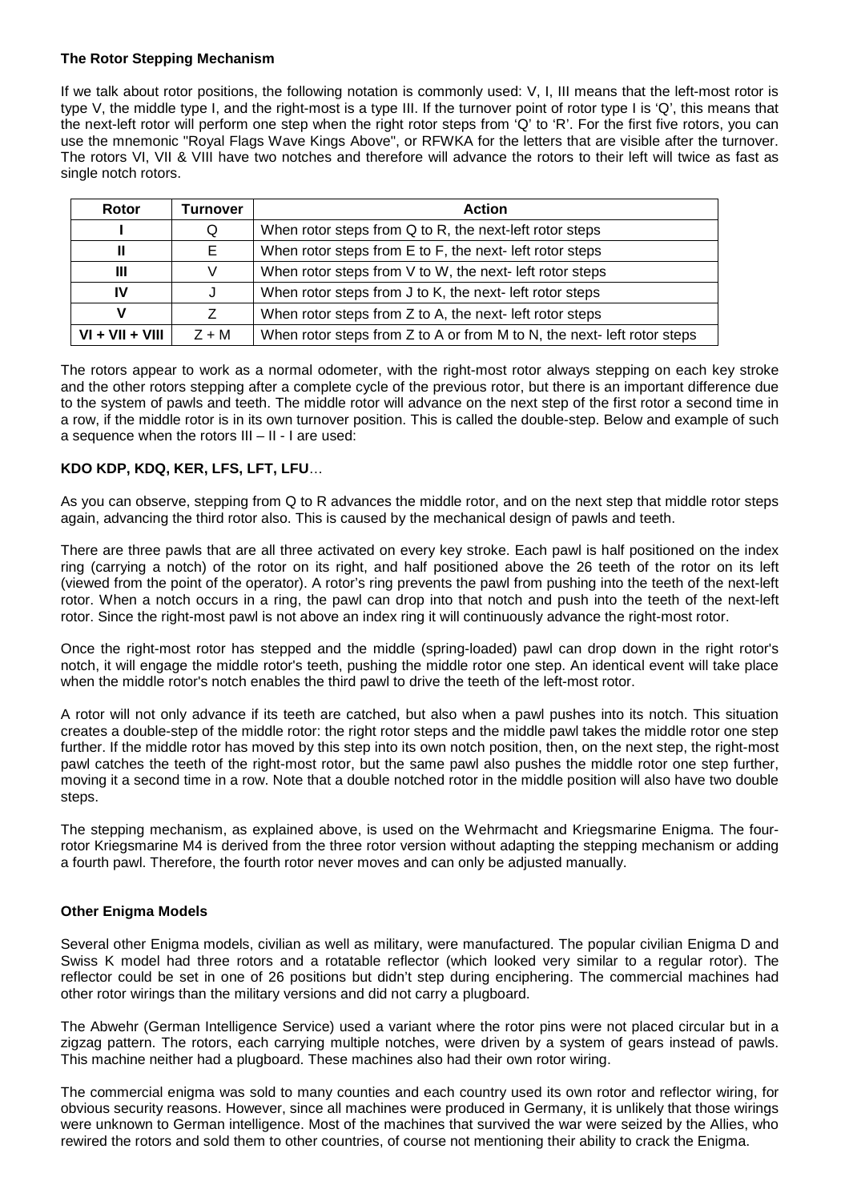**The Rotor Stepping Mechanism**

If we talk about rotor positions, the following notation is commonly used: V, I, III means that the left-most rotor is type V, the middle type I, and the right-most is a type III. If the turnover point of rotor type I is 'Q', this means that the next-left rotor will perform one step when the right rotor steps from 'Q' to 'R'. For the first five rotors, you can use the mnemonic "Royal Flags Wave Kings Above", or RFWKA for the letters that are visible after the turnover. The rotors VI, VII & VIII have two notches and therefore will advance the rotors to their left will twice as fast as single notch rotors.

| Rotor | Turnover | Action |
|---|---|---|
| **I** | Q | When rotor steps from Q to R, the next-left rotor steps |
| **II** | E | When rotor steps from E to F, the next- left rotor steps |
| **III** | V | When rotor steps from V to W, the next- left rotor steps |
| **IV** | J | When rotor steps from J to K, the next- left rotor steps |
| **V** | Z | When rotor steps from Z to A, the next- left rotor steps |
| **VI + VII + VIII** | Z + M | When rotor steps from Z to A or from M to N, the next- left rotor steps |

The rotors appear to work as a normal odometer, with the right-most rotor always stepping on each key stroke and the other rotors stepping after a complete cycle of the previous rotor, but there is an important difference due to the system of pawls and teeth. The middle rotor will advance on the next step of the first rotor a second time in a row, if the middle rotor is in its own turnover position. This is called the double-step. Below and example of such a sequence when the rotors III – II - I are used:

**KDO KDP, KDQ, KER, LFS, LFT, LFU**…

As you can observe, stepping from Q to R advances the middle rotor, and on the next step that middle rotor steps again, advancing the third rotor also. This is caused by the mechanical design of pawls and teeth.

There are three pawls that are all three activated on every key stroke. Each pawl is half positioned on the index ring (carrying a notch) of the rotor on its right, and half positioned above the 26 teeth of the rotor on its left (viewed from the point of the operator). A rotor's ring prevents the pawl from pushing into the teeth of the next-left rotor. When a notch occurs in a ring, the pawl can drop into that notch and push into the teeth of the next-left rotor. Since the right-most pawl is not above an index ring it will continuously advance the right-most rotor.

Once the right-most rotor has stepped and the middle (spring-loaded) pawl can drop down in the right rotor's notch, it will engage the middle rotor's teeth, pushing the middle rotor one step. An identical event will take place when the middle rotor's notch enables the third pawl to drive the teeth of the left-most rotor.

A rotor will not only advance if its teeth are catched, but also when a pawl pushes into its notch. This situation creates a double-step of the middle rotor: the right rotor steps and the middle pawl takes the middle rotor one step further. If the middle rotor has moved by this step into its own notch position, then, on the next step, the right-most pawl catches the teeth of the right-most rotor, but the same pawl also pushes the middle rotor one step further, moving it a second time in a row. Note that a double notched rotor in the middle position will also have two double steps.

The stepping mechanism, as explained above, is used on the Wehrmacht and Kriegsmarine Enigma. The four-rotor Kriegsmarine M4 is derived from the three rotor version without adapting the stepping mechanism or adding a fourth pawl. Therefore, the fourth rotor never moves and can only be adjusted manually.

**Other Enigma Models**

Several other Enigma models, civilian as well as military, were manufactured. The popular civilian Enigma D and Swiss K model had three rotors and a rotatable reflector (which looked very similar to a regular rotor). The reflector could be set in one of 26 positions but didn't step during enciphering. The commercial machines had other rotor wirings than the military versions and did not carry a plugboard.

The Abwehr (German Intelligence Service) used a variant where the rotor pins were not placed circular but in a zigzag pattern. The rotors, each carrying multiple notches, were driven by a system of gears instead of pawls. This machine neither had a plugboard. These machines also had their own rotor wiring.

The commercial enigma was sold to many counties and each country used its own rotor and reflector wiring, for obvious security reasons. However, since all machines were produced in Germany, it is unlikely that those wirings were unknown to German intelligence. Most of the machines that survived the war were seized by the Allies, who rewired the rotors and sold them to other countries, of course not mentioning their ability to crack the Enigma.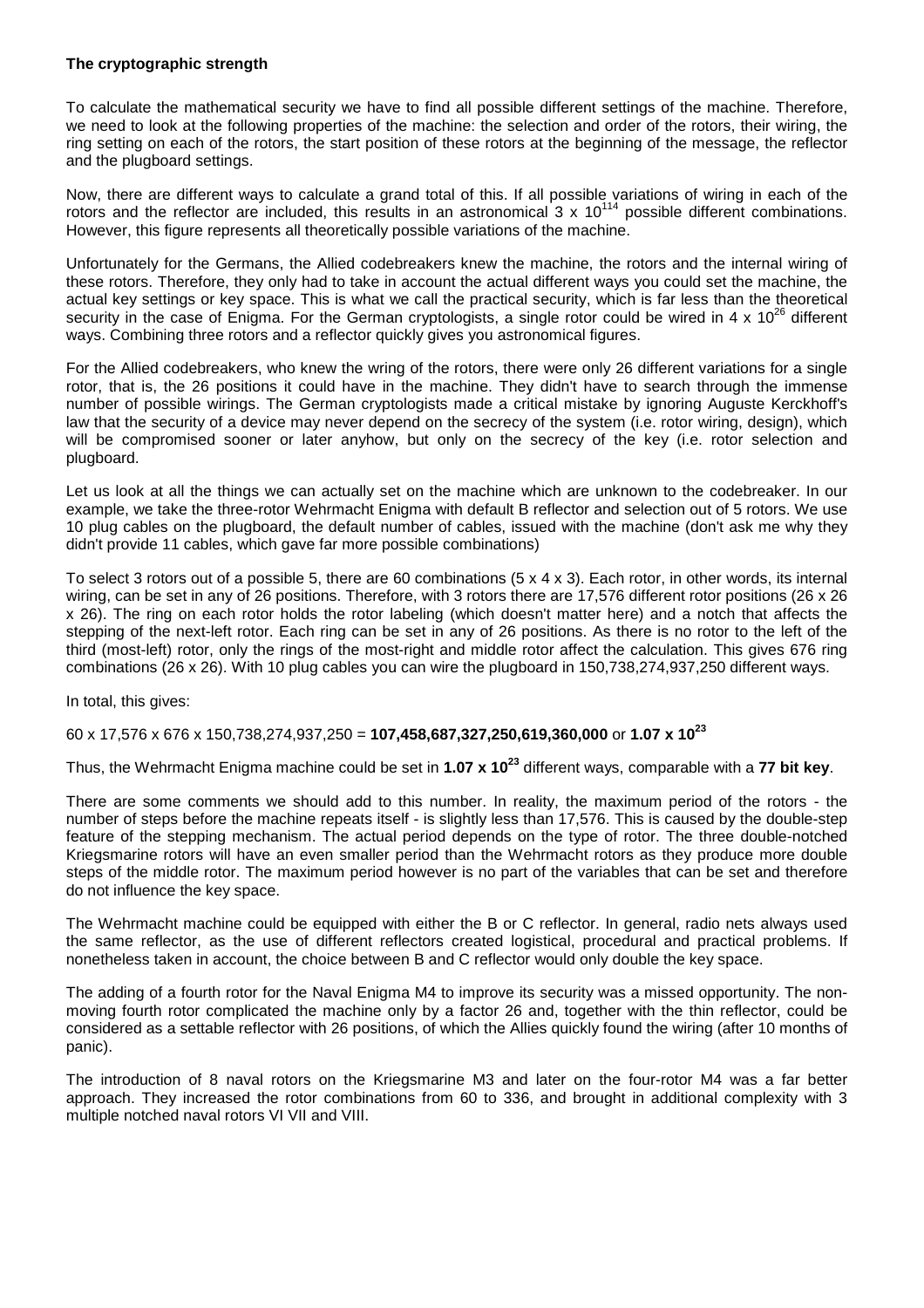**The cryptographic strength**

To calculate the mathematical security we have to find all possible different settings of the machine. Therefore, we need to look at the following properties of the machine: the selection and order of the rotors, their wiring, the ring setting on each of the rotors, the start position of these rotors at the beginning of the message, the reflector and the plugboard settings.

Now, there are different ways to calculate a grand total of this. If all possible variations of wiring in each of the rotors and the reflector are included, this results in an astronomical $3 \times 10^{114}$ possible different combinations. However, this figure represents all theoretically possible variations of the machine.

Unfortunately for the Germans, the Allied codebreakers knew the machine, the rotors and the internal wiring of these rotors. Therefore, they only had to take in account the actual different ways you could set the machine, the actual key settings or key space. This is what we call the practical security, which is far less than the theoretical security in the case of Enigma. For the German cryptologists, a single rotor could be wired in $4 \times 10^{26}$ different ways. Combining three rotors and a reflector quickly gives you astronomical figures.

For the Allied codebreakers, who knew the wring of the rotors, there were only 26 different variations for a single rotor, that is, the 26 positions it could have in the machine. They didn't have to search through the immense number of possible wirings. The German cryptologists made a critical mistake by ignoring Auguste Kerckhoff's law that the security of a device may never depend on the secrecy of the system (i.e. rotor wiring, design), which will be compromised sooner or later anyhow, but only on the secrecy of the key (i.e. rotor selection and plugboard.

Let us look at all the things we can actually set on the machine which are unknown to the codebreaker. In our example, we take the three-rotor Wehrmacht Enigma with default B reflector and selection out of 5 rotors. We use 10 plug cables on the plugboard, the default number of cables, issued with the machine (don't ask me why they didn't provide 11 cables, which gave far more possible combinations)

To select 3 rotors out of a possible 5, there are 60 combinations (5 x 4 x 3). Each rotor, in other words, its internal wiring, can be set in any of 26 positions. Therefore, with 3 rotors there are 17,576 different rotor positions (26 x 26 x 26). The ring on each rotor holds the rotor labeling (which doesn't matter here) and a notch that affects the stepping of the next-left rotor. Each ring can be set in any of 26 positions. As there is no rotor to the left of the third (most-left) rotor, only the rings of the most-right and middle rotor affect the calculation. This gives 676 ring combinations (26 x 26). With 10 plug cables you can wire the plugboard in 150,738,274,937,250 different ways.

In total, this gives:

60 x 17,576 x 676 x 150,738,274,937,250 = **107,458,687,327,250,619,360,000** or **$1.07 \times 10^{23}$**

Thus, the Wehrmacht Enigma machine could be set in **$1.07 \times 10^{23}$** different ways, comparable with a **77 bit key**.

There are some comments we should add to this number. In reality, the maximum period of the rotors - the number of steps before the machine repeats itself - is slightly less than 17,576. This is caused by the double-step feature of the stepping mechanism. The actual period depends on the type of rotor. The three double-notched Kriegsmarine rotors will have an even smaller period than the Wehrmacht rotors as they produce more double steps of the middle rotor. The maximum period however is no part of the variables that can be set and therefore do not influence the key space.

The Wehrmacht machine could be equipped with either the B or C reflector. In general, radio nets always used the same reflector, as the use of different reflectors created logistical, procedural and practical problems. If nonetheless taken in account, the choice between B and C reflector would only double the key space.

The adding of a fourth rotor for the Naval Enigma M4 to improve its security was a missed opportunity. The non-moving fourth rotor complicated the machine only by a factor 26 and, together with the thin reflector, could be considered as a settable reflector with 26 positions, of which the Allies quickly found the wiring (after 10 months of panic).

The introduction of 8 naval rotors on the Kriegsmarine M3 and later on the four-rotor M4 was a far better approach. They increased the rotor combinations from 60 to 336, and brought in additional complexity with 3 multiple notched naval rotors VI VII and VIII.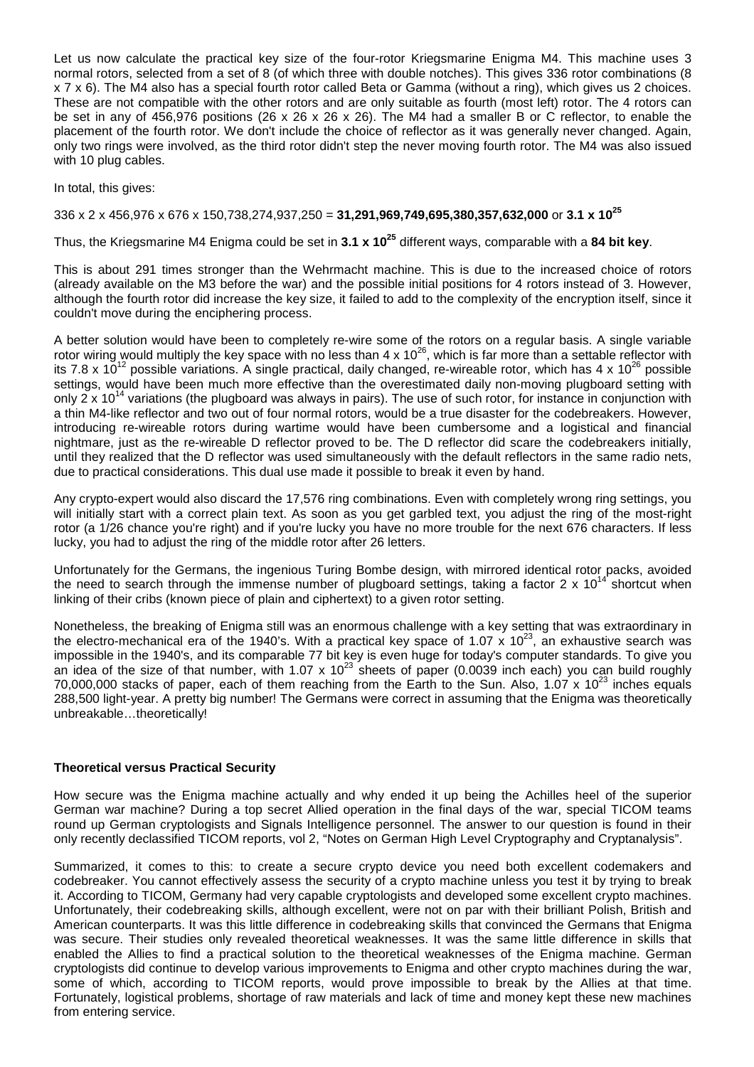Let us now calculate the practical key size of the four-rotor Kriegsmarine Enigma M4. This machine uses 3 normal rotors, selected from a set of 8 (of which three with double notches). This gives 336 rotor combinations (8 x 7 x 6). The M4 also has a special fourth rotor called Beta or Gamma (without a ring), which gives us 2 choices. These are not compatible with the other rotors and are only suitable as fourth (most left) rotor. The 4 rotors can be set in any of 456,976 positions (26 x 26 x 26 x 26). The M4 had a smaller B or C reflector, to enable the placement of the fourth rotor. We don't include the choice of reflector as it was generally never changed. Again, only two rings were involved, as the third rotor didn't step the never moving fourth rotor. The M4 was also issued with 10 plug cables.

In total, this gives:

336 x 2 x 456,976 x 676 x 150,738,274,937,250 = **31,291,969,749,695,380,357,632,000** or **3.1 x $10^{25}$**

Thus, the Kriegsmarine M4 Enigma could be set in **3.1 x $10^{25}$** different ways, comparable with a **84 bit key**.

This is about 291 times stronger than the Wehrmacht machine. This is due to the increased choice of rotors (already available on the M3 before the war) and the possible initial positions for 4 rotors instead of 3. However, although the fourth rotor did increase the key size, it failed to add to the complexity of the encryption itself, since it couldn't move during the enciphering process.

A better solution would have been to completely re-wire some of the rotors on a regular basis. A single variable rotor wiring would multiply the key space with no less than 4 x $10^{26}$, which is far more than a settable reflector with its 7.8 x $10^{12}$ possible variations. A single practical, daily changed, re-wireable rotor, which has 4 x $10^{26}$ possible settings, would have been much more effective than the overestimated daily non-moving plugboard setting with only 2 x $10^{14}$ variations (the plugboard was always in pairs). The use of such rotor, for instance in conjunction with a thin M4-like reflector and two out of four normal rotors, would be a true disaster for the codebreakers. However, introducing re-wireable rotors during wartime would have been cumbersome and a logistical and financial nightmare, just as the re-wireable D reflector proved to be. The D reflector did scare the codebreakers initially, until they realized that the D reflector was used simultaneously with the default reflectors in the same radio nets, due to practical considerations. This dual use made it possible to break it even by hand.

Any crypto-expert would also discard the 17,576 ring combinations. Even with completely wrong ring settings, you will initially start with a correct plain text. As soon as you get garbled text, you adjust the ring of the most-right rotor (a 1/26 chance you're right) and if you're lucky you have no more trouble for the next 676 characters. If less lucky, you had to adjust the ring of the middle rotor after 26 letters.

Unfortunately for the Germans, the ingenious Turing Bombe design, with mirrored identical rotor packs, avoided the need to search through the immense number of plugboard settings, taking a factor 2 x $10^{14}$ shortcut when linking of their cribs (known piece of plain and ciphertext) to a given rotor setting.

Nonetheless, the breaking of Enigma still was an enormous challenge with a key setting that was extraordinary in the electro-mechanical era of the 1940's. With a practical key space of 1.07 x $10^{23}$, an exhaustive search was impossible in the 1940's, and its comparable 77 bit key is even huge for today's computer standards. To give you an idea of the size of that number, with 1.07 x $10^{23}$ sheets of paper (0.0039 inch each) you can build roughly 70,000,000 stacks of paper, each of them reaching from the Earth to the Sun. Also, 1.07 x $10^{23}$ inches equals 288,500 light-year. A pretty big number! The Germans were correct in assuming that the Enigma was theoretically unbreakable…theoretically!

**Theoretical versus Practical Security**

How secure was the Enigma machine actually and why ended it up being the Achilles heel of the superior German war machine? During a top secret Allied operation in the final days of the war, special TICOM teams round up German cryptologists and Signals Intelligence personnel. The answer to our question is found in their only recently declassified TICOM reports, vol 2, "Notes on German High Level Cryptography and Cryptanalysis".

Summarized, it comes to this: to create a secure crypto device you need both excellent codemakers and codebreaker. You cannot effectively assess the security of a crypto machine unless you test it by trying to break it. According to TICOM, Germany had very capable cryptologists and developed some excellent crypto machines. Unfortunately, their codebreaking skills, although excellent, were not on par with their brilliant Polish, British and American counterparts. It was this little difference in codebreaking skills that convinced the Germans that Enigma was secure. Their studies only revealed theoretical weaknesses. It was the same little difference in skills that enabled the Allies to find a practical solution to the theoretical weaknesses of the Enigma machine. German cryptologists did continue to develop various improvements to Enigma and other crypto machines during the war, some of which, according to TICOM reports, would prove impossible to break by the Allies at that time. Fortunately, logistical problems, shortage of raw materials and lack of time and money kept these new machines from entering service.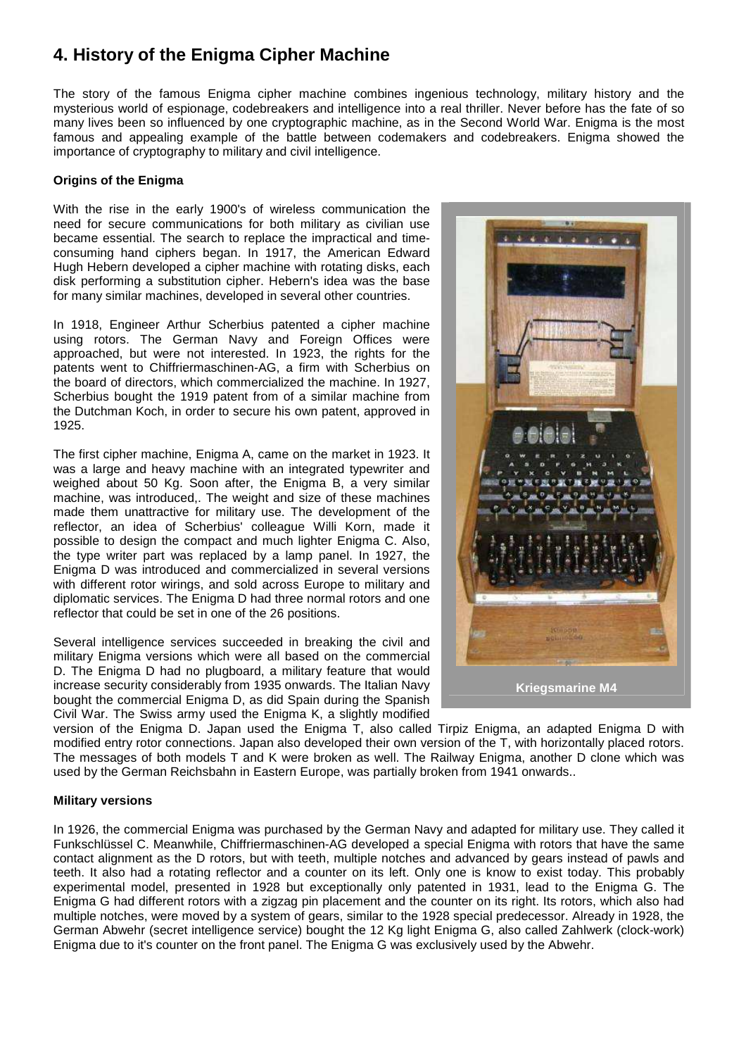# 4. History of the Enigma Cipher Machine

The story of the famous Enigma cipher machine combines ingenious technology, military history and the mysterious world of espionage, codebreakers and intelligence into a real thriller. Never before has the fate of so many lives been so influenced by one cryptographic machine, as in the Second World War. Enigma is the most famous and appealing example of the battle between codemakers and codebreakers. Enigma showed the importance of cryptography to military and civil intelligence.

### Origins of the Enigma

With the rise in the early 1900's of wireless communication the need for secure communications for both military as civilian use became essential. The search to replace the impractical and time-consuming hand ciphers began. In 1917, the American Edward Hugh Hebern developed a cipher machine with rotating disks, each disk performing a substitution cipher. Hebern's idea was the base for many similar machines, developed in several other countries.

In 1918, Engineer Arthur Scherbius patented a cipher machine using rotors. The German Navy and Foreign Offices were approached, but were not interested. In 1923, the rights for the patents went to Chiffriermaschinen-AG, a firm with Scherbius on the board of directors, which commercialized the machine. In 1927, Scherbius bought the 1919 patent from of a similar machine from the Dutchman Koch, in order to secure his own patent, approved in 1925.

The first cipher machine, Enigma A, came on the market in 1923. It was a large and heavy machine with an integrated typewriter and weighed about 50 Kg. Soon after, the Enigma B, a very similar machine, was introduced,. The weight and size of these machines made them unattractive for military use. The development of the reflector, an idea of Scherbius' colleague Willi Korn, made it possible to design the compact and much lighter Enigma C. Also, the type writer part was replaced by a lamp panel. In 1927, the Enigma D was introduced and commercialized in several versions with different rotor wirings, and sold across Europe to military and diplomatic services. The Enigma D had three normal rotors and one reflector that could be set in one of the 26 positions.

Kriegsmarine M4

Several intelligence services succeeded in breaking the civil and military Enigma versions which were all based on the commercial D. The Enigma D had no plugboard, a military feature that would increase security considerably from 1935 onwards. The Italian Navy bought the commercial Enigma D, as did Spain during the Spanish Civil War. The Swiss army used the Enigma K, a slightly modified version of the Enigma D. Japan used the Enigma T, also called Tirpiz Enigma, an adapted Enigma D with modified entry rotor connections. Japan also developed their own version of the T, with horizontally placed rotors. The messages of both models T and K were broken as well. The Railway Enigma, another D clone which was used by the German Reichsbahn in Eastern Europe, was partially broken from 1941 onwards..

### Military versions

In 1926, the commercial Enigma was purchased by the German Navy and adapted for military use. They called it Funkschlüssel C. Meanwhile, Chiffriermaschinen-AG developed a special Enigma with rotors that have the same contact alignment as the D rotors, but with teeth, multiple notches and advanced by gears instead of pawls and teeth. It also had a rotating reflector and a counter on its left. Only one is know to exist today. This probably experimental model, presented in 1928 but exceptionally only patented in 1931, lead to the Enigma G. The Enigma G had different rotors with a zigzag pin placement and the counter on its right. Its rotors, which also had multiple notches, were moved by a system of gears, similar to the 1928 special predecessor. Already in 1928, the German Abwehr (secret intelligence service) bought the 12 Kg light Enigma G, also called Zahlwerk (clock-work) Enigma due to it's counter on the front panel. The Enigma G was exclusively used by the Abwehr.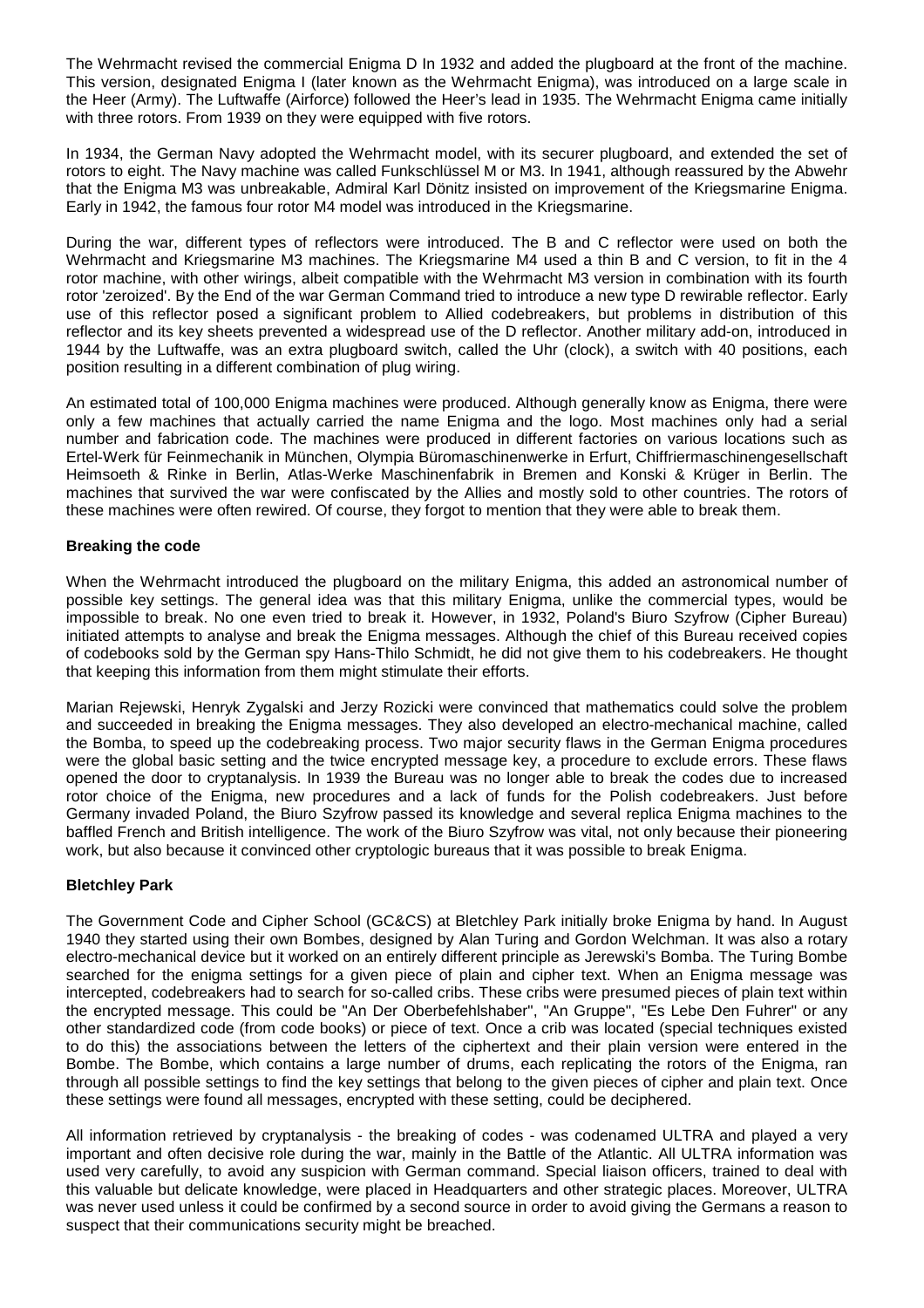The Wehrmacht revised the commercial Enigma D In 1932 and added the plugboard at the front of the machine. This version, designated Enigma I (later known as the Wehrmacht Enigma), was introduced on a large scale in the Heer (Army). The Luftwaffe (Airforce) followed the Heer's lead in 1935. The Wehrmacht Enigma came initially with three rotors. From 1939 on they were equipped with five rotors.

In 1934, the German Navy adopted the Wehrmacht model, with its securer plugboard, and extended the set of rotors to eight. The Navy machine was called Funkschlüssel M or M3. In 1941, although reassured by the Abwehr that the Enigma M3 was unbreakable, Admiral Karl Dönitz insisted on improvement of the Kriegsmarine Enigma. Early in 1942, the famous four rotor M4 model was introduced in the Kriegsmarine.

During the war, different types of reflectors were introduced. The B and C reflector were used on both the Wehrmacht and Kriegsmarine M3 machines. The Kriegsmarine M4 used a thin B and C version, to fit in the 4 rotor machine, with other wirings, albeit compatible with the Wehrmacht M3 version in combination with its fourth rotor 'zeroized'. By the End of the war German Command tried to introduce a new type D rewirable reflector. Early use of this reflector posed a significant problem to Allied codebreakers, but problems in distribution of this reflector and its key sheets prevented a widespread use of the D reflector. Another military add-on, introduced in 1944 by the Luftwaffe, was an extra plugboard switch, called the Uhr (clock), a switch with 40 positions, each position resulting in a different combination of plug wiring.

An estimated total of 100,000 Enigma machines were produced. Although generally know as Enigma, there were only a few machines that actually carried the name Enigma and the logo. Most machines only had a serial number and fabrication code. The machines were produced in different factories on various locations such as Ertel-Werk für Feinmechanik in München, Olympia Büromaschinenwerke in Erfurt, Chiffriermaschinengesellschaft Heimsoeth & Rinke in Berlin, Atlas-Werke Maschinenfabrik in Bremen and Konski & Krüger in Berlin. The machines that survived the war were confiscated by the Allies and mostly sold to other countries. The rotors of these machines were often rewired. Of course, they forgot to mention that they were able to break them.

**Breaking the code**

When the Wehrmacht introduced the plugboard on the military Enigma, this added an astronomical number of possible key settings. The general idea was that this military Enigma, unlike the commercial types, would be impossible to break. No one even tried to break it. However, in 1932, Poland's Biuro Szyfrow (Cipher Bureau) initiated attempts to analyse and break the Enigma messages. Although the chief of this Bureau received copies of codebooks sold by the German spy Hans-Thilo Schmidt, he did not give them to his codebreakers. He thought that keeping this information from them might stimulate their efforts.

Marian Rejewski, Henryk Zygalski and Jerzy Rozicki were convinced that mathematics could solve the problem and succeeded in breaking the Enigma messages. They also developed an electro-mechanical machine, called the Bomba, to speed up the codebreaking process. Two major security flaws in the German Enigma procedures were the global basic setting and the twice encrypted message key, a procedure to exclude errors. These flaws opened the door to cryptanalysis. In 1939 the Bureau was no longer able to break the codes due to increased rotor choice of the Enigma, new procedures and a lack of funds for the Polish codebreakers. Just before Germany invaded Poland, the Biuro Szyfrow passed its knowledge and several replica Enigma machines to the baffled French and British intelligence. The work of the Biuro Szyfrow was vital, not only because their pioneering work, but also because it convinced other cryptologic bureaus that it was possible to break Enigma.

**Bletchley Park**

The Government Code and Cipher School (GC&CS) at Bletchley Park initially broke Enigma by hand. In August 1940 they started using their own Bombes, designed by Alan Turing and Gordon Welchman. It was also a rotary electro-mechanical device but it worked on an entirely different principle as Jerewski's Bomba. The Turing Bombe searched for the enigma settings for a given piece of plain and cipher text. When an Enigma message was intercepted, codebreakers had to search for so-called cribs. These cribs were presumed pieces of plain text within the encrypted message. This could be "An Der Oberbefehlshaber", "An Gruppe", "Es Lebe Den Fuhrer" or any other standardized code (from code books) or piece of text. Once a crib was located (special techniques existed to do this) the associations between the letters of the ciphertext and their plain version were entered in the Bombe. The Bombe, which contains a large number of drums, each replicating the rotors of the Enigma, ran through all possible settings to find the key settings that belong to the given pieces of cipher and plain text. Once these settings were found all messages, encrypted with these setting, could be deciphered.

All information retrieved by cryptanalysis - the breaking of codes - was codenamed ULTRA and played a very important and often decisive role during the war, mainly in the Battle of the Atlantic. All ULTRA information was used very carefully, to avoid any suspicion with German command. Special liaison officers, trained to deal with this valuable but delicate knowledge, were placed in Headquarters and other strategic places. Moreover, ULTRA was never used unless it could be confirmed by a second source in order to avoid giving the Germans a reason to suspect that their communications security might be breached.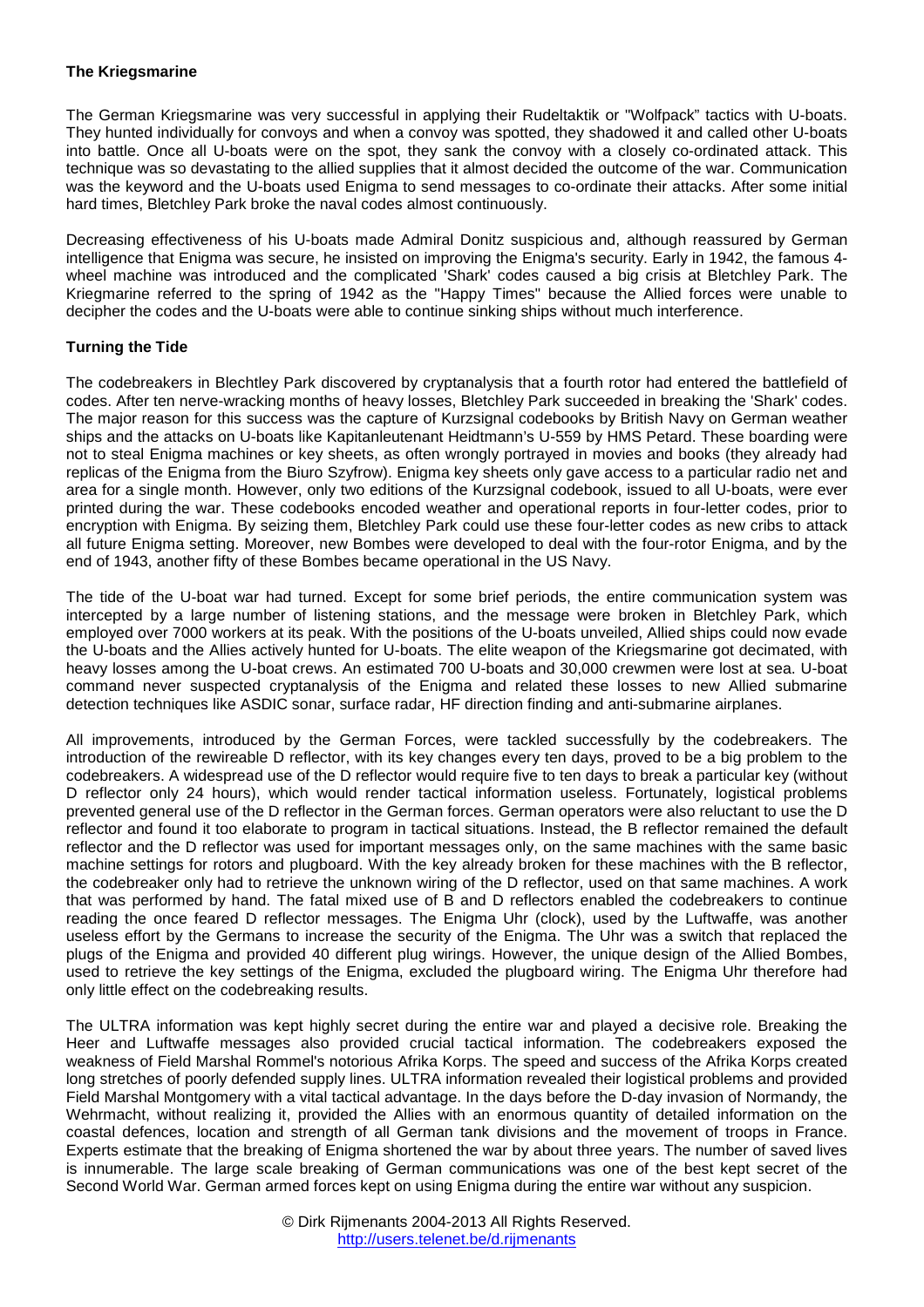### The Kriegsmarine

The German Kriegsmarine was very successful in applying their Rudeltaktik or "Wolfpack" tactics with U-boats. They hunted individually for convoys and when a convoy was spotted, they shadowed it and called other U-boats into battle. Once all U-boats were on the spot, they sank the convoy with a closely co-ordinated attack. This technique was so devastating to the allied supplies that it almost decided the outcome of the war. Communication was the keyword and the U-boats used Enigma to send messages to co-ordinate their attacks. After some initial hard times, Bletchley Park broke the naval codes almost continuously.

Decreasing effectiveness of his U-boats made Admiral Donitz suspicious and, although reassured by German intelligence that Enigma was secure, he insisted on improving the Enigma's security. Early in 1942, the famous 4-wheel machine was introduced and the complicated 'Shark' codes caused a big crisis at Bletchley Park. The Kriegmarine referred to the spring of 1942 as the "Happy Times" because the Allied forces were unable to decipher the codes and the U-boats were able to continue sinking ships without much interference.

### Turning the Tide

The codebreakers in Blechtley Park discovered by cryptanalysis that a fourth rotor had entered the battlefield of codes. After ten nerve-wracking months of heavy losses, Bletchley Park succeeded in breaking the 'Shark' codes. The major reason for this success was the capture of Kurzsignal codebooks by British Navy on German weather ships and the attacks on U-boats like Kapitanleutenant Heidtmann's U-559 by HMS Petard. These boarding were not to steal Enigma machines or key sheets, as often wrongly portrayed in movies and books (they already had replicas of the Enigma from the Biuro Szyfrow). Enigma key sheets only gave access to a particular radio net and area for a single month. However, only two editions of the Kurzsignal codebook, issued to all U-boats, were ever printed during the war. These codebooks encoded weather and operational reports in four-letter codes, prior to encryption with Enigma. By seizing them, Bletchley Park could use these four-letter codes as new cribs to attack all future Enigma setting. Moreover, new Bombes were developed to deal with the four-rotor Enigma, and by the end of 1943, another fifty of these Bombes became operational in the US Navy.

The tide of the U-boat war had turned. Except for some brief periods, the entire communication system was intercepted by a large number of listening stations, and the message were broken in Bletchley Park, which employed over 7000 workers at its peak. With the positions of the U-boats unveiled, Allied ships could now evade the U-boats and the Allies actively hunted for U-boats. The elite weapon of the Kriegsmarine got decimated, with heavy losses among the U-boat crews. An estimated 700 U-boats and 30,000 crewmen were lost at sea. U-boat command never suspected cryptanalysis of the Enigma and related these losses to new Allied submarine detection techniques like ASDIC sonar, surface radar, HF direction finding and anti-submarine airplanes.

All improvements, introduced by the German Forces, were tackled successfully by the codebreakers. The introduction of the rewireable D reflector, with its key changes every ten days, proved to be a big problem to the codebreakers. A widespread use of the D reflector would require five to ten days to break a particular key (without D reflector only 24 hours), which would render tactical information useless. Fortunately, logistical problems prevented general use of the D reflector in the German forces. German operators were also reluctant to use the D reflector and found it too elaborate to program in tactical situations. Instead, the B reflector remained the default reflector and the D reflector was used for important messages only, on the same machines with the same basic machine settings for rotors and plugboard. With the key already broken for these machines with the B reflector, the codebreaker only had to retrieve the unknown wiring of the D reflector, used on that same machines. A work that was performed by hand. The fatal mixed use of B and D reflectors enabled the codebreakers to continue reading the once feared D reflector messages. The Enigma Uhr (clock), used by the Luftwaffe, was another useless effort by the Germans to increase the security of the Enigma. The Uhr was a switch that replaced the plugs of the Enigma and provided 40 different plug wirings. However, the unique design of the Allied Bombes, used to retrieve the key settings of the Enigma, excluded the plugboard wiring. The Enigma Uhr therefore had only little effect on the codebreaking results.

The ULTRA information was kept highly secret during the entire war and played a decisive role. Breaking the Heer and Luftwaffe messages also provided crucial tactical information. The codebreakers exposed the weakness of Field Marshal Rommel's notorious Afrika Korps. The speed and success of the Afrika Korps created long stretches of poorly defended supply lines. ULTRA information revealed their logistical problems and provided Field Marshal Montgomery with a vital tactical advantage. In the days before the D-day invasion of Normandy, the Wehrmacht, without realizing it, provided the Allies with an enormous quantity of detailed information on the coastal defences, location and strength of all German tank divisions and the movement of troops in France. Experts estimate that the breaking of Enigma shortened the war by about three years. The number of saved lives is innumerable. The large scale breaking of German communications was one of the best kept secret of the Second World War. German armed forces kept on using Enigma during the entire war without any suspicion.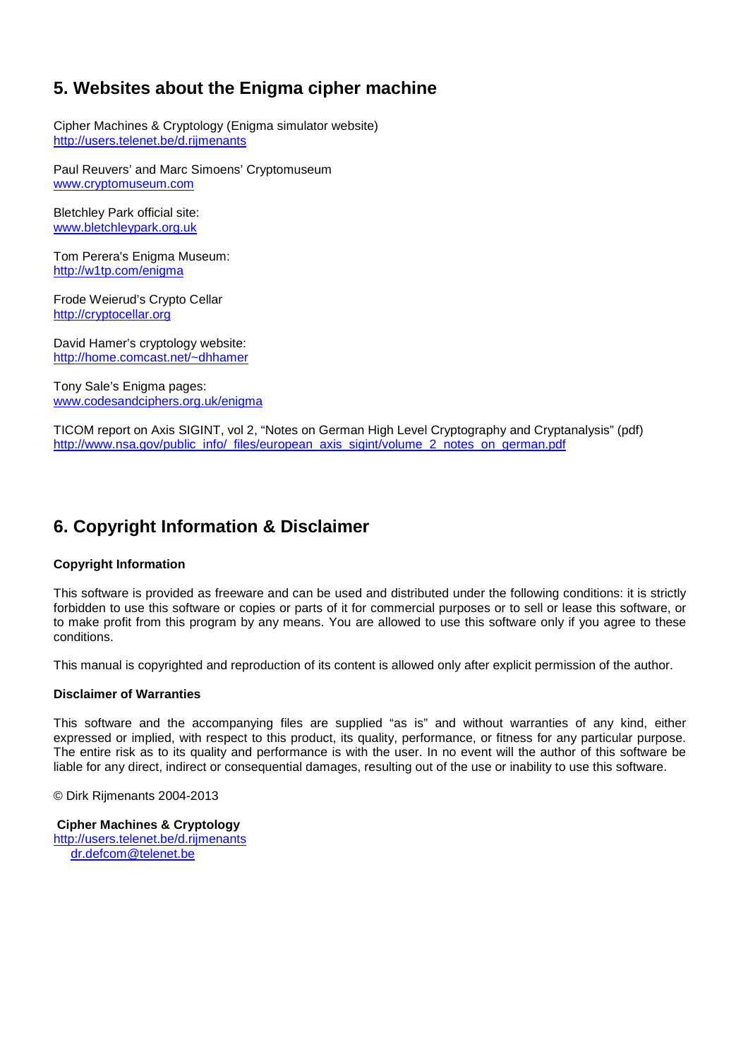## 5. Websites about the Enigma cipher machine

Cipher Machines & Cryptology (Enigma simulator website)
http://users.telenet.be/d.rijmenants

Paul Reuvers' and Marc Simoens' Cryptomuseum
www.cryptomuseum.com

Bletchley Park official site:
www.bletchleypark.org.uk

Tom Perera's Enigma Museum:
http://w1tp.com/enigma

Frode Weierud's Crypto Cellar
http://cryptocellar.org

David Hamer's cryptology website:
http://home.comcast.net/~dhhamer

Tony Sale's Enigma pages:
www.codesandciphers.org.uk/enigma

TICOM report on Axis SIGINT, vol 2, "Notes on German High Level Cryptography and Cryptanalysis" (pdf)
http://www.nsa.gov/public_info/_files/european_axis_sigint/volume_2_notes_on_german.pdf

## 6. Copyright Information & Disclaimer

**Copyright Information**

This software is provided as freeware and can be used and distributed under the following conditions: it is strictly forbidden to use this software or copies or parts of it for commercial purposes or to sell or lease this software, or to make profit from this program by any means. You are allowed to use this software only if you agree to these conditions.

This manual is copyrighted and reproduction of its content is allowed only after explicit permission of the author.

**Disclaimer of Warranties**

This software and the accompanying files are supplied "as is" and without warranties of any kind, either expressed or implied, with respect to this product, its quality, performance, or fitness for any particular purpose. The entire risk as to its quality and performance is with the user. In no event will the author of this software be liable for any direct, indirect or consequential damages, resulting out of the use or inability to use this software.

© Dirk Rijmenants 2004-2013

**Cipher Machines & Cryptology**
http://users.telenet.be/d.rijmenants
dr.defcom@telenet.be